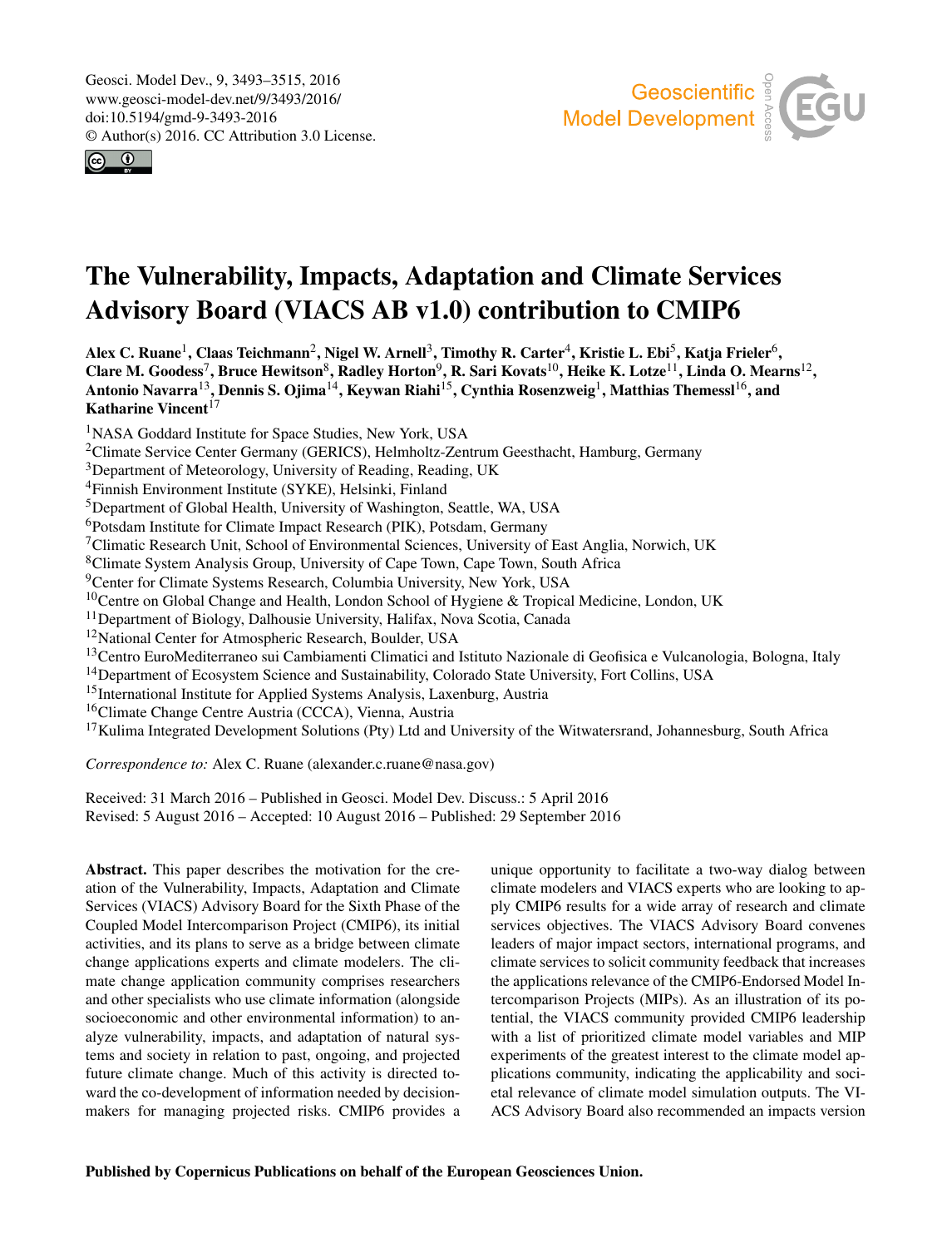# The Vulnerability, Impacts, Adaptation and Climate Services Advisory Board (VIACS AB v1.0) contribution to CMIP6

**Alex C. Ruane[1], Claas Teichmann[2], Nigel W. Arnell[3], Timothy R. Carter[4], Kristie L. Ebi[5], Katja Frieler[6], Clare M. Goodess[7], Bruce Hewitson[8], Radley Horton[9], R. Sari Kovats[10], Heike K. Lotze[11], Linda O. Mearns[12], Antonio Navarra[13], Dennis S. Ojima[14], Keywan Riahi[15], Cynthia Rosenzweig[1], Matthias Themessl[16], and Katharine Vincent[17]**

[1]NASA Goddard Institute for Space Studies, New York, USA
[2]Climate Service Center Germany (GERICS), Helmholtz-Zentrum Geesthacht, Hamburg, Germany
[3]Department of Meteorology, University of Reading, Reading, UK
[4]Finnish Environment Institute (SYKE), Helsinki, Finland
[5]Department of Global Health, University of Washington, Seattle, WA, USA
[6]Potsdam Institute for Climate Impact Research (PIK), Potsdam, Germany
[7]Climatic Research Unit, School of Environmental Sciences, University of East Anglia, Norwich, UK
[8]Climate System Analysis Group, University of Cape Town, Cape Town, South Africa
[9]Center for Climate Systems Research, Columbia University, New York, USA
[10]Centre on Global Change and Health, London School of Hygiene & Tropical Medicine, London, UK
[11]Department of Biology, Dalhousie University, Halifax, Nova Scotia, Canada
[12]National Center for Atmospheric Research, Boulder, USA
[13]Centro EuroMediterraneo sui Cambiamenti Climatici and Istituto Nazionale di Geofisica e Vulcanologia, Bologna, Italy
[14]Department of Ecosystem Science and Sustainability, Colorado State University, Fort Collins, USA
[15]International Institute for Applied Systems Analysis, Laxenburg, Austria
[16]Climate Change Centre Austria (CCCA), Vienna, Austria
[17]Kulima Integrated Development Solutions (Pty) Ltd and University of the Witwatersrand, Johannesburg, South Africa

*Correspondence to:* Alex C. Ruane (alexander.c.ruane@nasa.gov)

Received: 31 March 2016 – Published in Geosci. Model Dev. Discuss.: 5 April 2016
Revised: 5 August 2016 – Accepted: 10 August 2016 – Published: 29 September 2016

**Abstract.** This paper describes the motivation for the creation of the Vulnerability, Impacts, Adaptation and Climate Services (VIACS) Advisory Board for the Sixth Phase of the Coupled Model Intercomparison Project (CMIP6), its initial activities, and its plans to serve as a bridge between climate change applications experts and climate modelers. The climate change application community comprises researchers and other specialists who use climate information (alongside socioeconomic and other environmental information) to analyze vulnerability, impacts, and adaptation of natural systems and society in relation to past, ongoing, and projected future climate change. Much of this activity is directed toward the co-development of information needed by decision-makers for managing projected risks. CMIP6 provides a unique opportunity to facilitate a two-way dialog between climate modelers and VIACS experts who are looking to apply CMIP6 results for a wide array of research and climate services objectives. The VIACS Advisory Board convenes leaders of major impact sectors, international programs, and climate services to solicit community feedback that increases the applications relevance of the CMIP6-Endorsed Model Intercomparison Projects (MIPs). As an illustration of its potential, the VIACS community provided CMIP6 leadership with a list of prioritized climate model variables and MIP experiments of the greatest interest to the climate model applications community, indicating the applicability and societal relevance of climate model simulation outputs. The VIACS Advisory Board also recommended an impacts version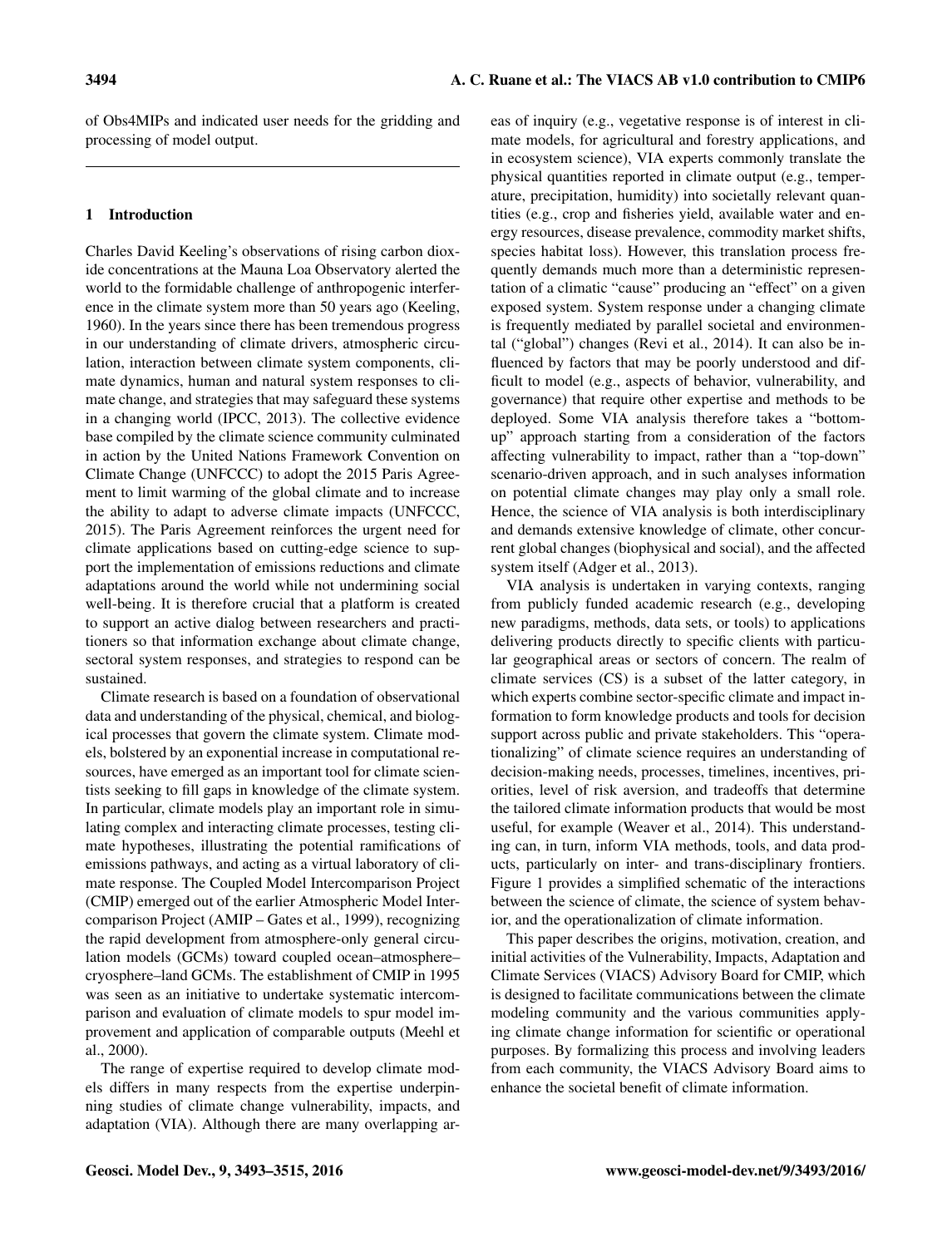of Obs4MIPs and indicated user needs for the gridding and processing of model output.

## 1 Introduction

Charles David Keeling's observations of rising carbon dioxide concentrations at the Mauna Loa Observatory alerted the world to the formidable challenge of anthropogenic interference in the climate system more than 50 years ago (Keeling, 1960). In the years since there has been tremendous progress in our understanding of climate drivers, atmospheric circulation, interaction between climate system components, climate dynamics, human and natural system responses to climate change, and strategies that may safeguard these systems in a changing world (IPCC, 2013). The collective evidence base compiled by the climate science community culminated in action by the United Nations Framework Convention on Climate Change (UNFCCC) to adopt the 2015 Paris Agreement to limit warming of the global climate and to increase the ability to adapt to adverse climate impacts (UNFCCC, 2015). The Paris Agreement reinforces the urgent need for climate applications based on cutting-edge science to support the implementation of emissions reductions and climate adaptations around the world while not undermining social well-being. It is therefore crucial that a platform is created to support an active dialog between researchers and practitioners so that information exchange about climate change, sectoral system responses, and strategies to respond can be sustained.

Climate research is based on a foundation of observational data and understanding of the physical, chemical, and biological processes that govern the climate system. Climate models, bolstered by an exponential increase in computational resources, have emerged as an important tool for climate scientists seeking to fill gaps in knowledge of the climate system. In particular, climate models play an important role in simulating complex and interacting climate processes, testing climate hypotheses, illustrating the potential ramifications of emissions pathways, and acting as a virtual laboratory of climate response. The Coupled Model Intercomparison Project (CMIP) emerged out of the earlier Atmospheric Model Intercomparison Project (AMIP – Gates et al., 1999), recognizing the rapid development from atmosphere-only general circulation models (GCMs) toward coupled ocean–atmosphere–cryosphere–land GCMs. The establishment of CMIP in 1995 was seen as an initiative to undertake systematic intercomparison and evaluation of climate models to spur model improvement and application of comparable outputs (Meehl et al., 2000).

The range of expertise required to develop climate models differs in many respects from the expertise underpinning studies of climate change vulnerability, impacts, and adaptation (VIA). Although there are many overlapping areas of inquiry (e.g., vegetative response is of interest in climate models, for agricultural and forestry applications, and in ecosystem science), VIA experts commonly translate the physical quantities reported in climate output (e.g., temperature, precipitation, humidity) into societally relevant quantities (e.g., crop and fisheries yield, available water and energy resources, disease prevalence, commodity market shifts, species habitat loss). However, this translation process frequently demands much more than a deterministic representation of a climatic "cause" producing an "effect" on a given exposed system. System response under a changing climate is frequently mediated by parallel societal and environmental ("global") changes (Revi et al., 2014). It can also be influenced by factors that may be poorly understood and difficult to model (e.g., aspects of behavior, vulnerability, and governance) that require other expertise and methods to be deployed. Some VIA analysis therefore takes a "bottom-up" approach starting from a consideration of the factors affecting vulnerability to impact, rather than a "top-down" scenario-driven approach, and in such analyses information on potential climate changes may play only a small role. Hence, the science of VIA analysis is both interdisciplinary and demands extensive knowledge of climate, other concurrent global changes (biophysical and social), and the affected system itself (Adger et al., 2013).

VIA analysis is undertaken in varying contexts, ranging from publicly funded academic research (e.g., developing new paradigms, methods, data sets, or tools) to applications delivering products directly to specific clients with particular geographical areas or sectors of concern. The realm of climate services (CS) is a subset of the latter category, in which experts combine sector-specific climate and impact information to form knowledge products and tools for decision support across public and private stakeholders. This "operationalizing" of climate science requires an understanding of decision-making needs, processes, timelines, incentives, priorities, level of risk aversion, and tradeoffs that determine the tailored climate information products that would be most useful, for example (Weaver et al., 2014). This understanding can, in turn, inform VIA methods, tools, and data products, particularly on inter- and trans-disciplinary frontiers. Figure 1 provides a simplified schematic of the interactions between the science of climate, the science of system behavior, and the operationalization of climate information.

This paper describes the origins, motivation, creation, and initial activities of the Vulnerability, Impacts, Adaptation and Climate Services (VIACS) Advisory Board for CMIP, which is designed to facilitate communications between the climate modeling community and the various communities applying climate change information for scientific or operational purposes. By formalizing this process and involving leaders from each community, the VIACS Advisory Board aims to enhance the societal benefit of climate information.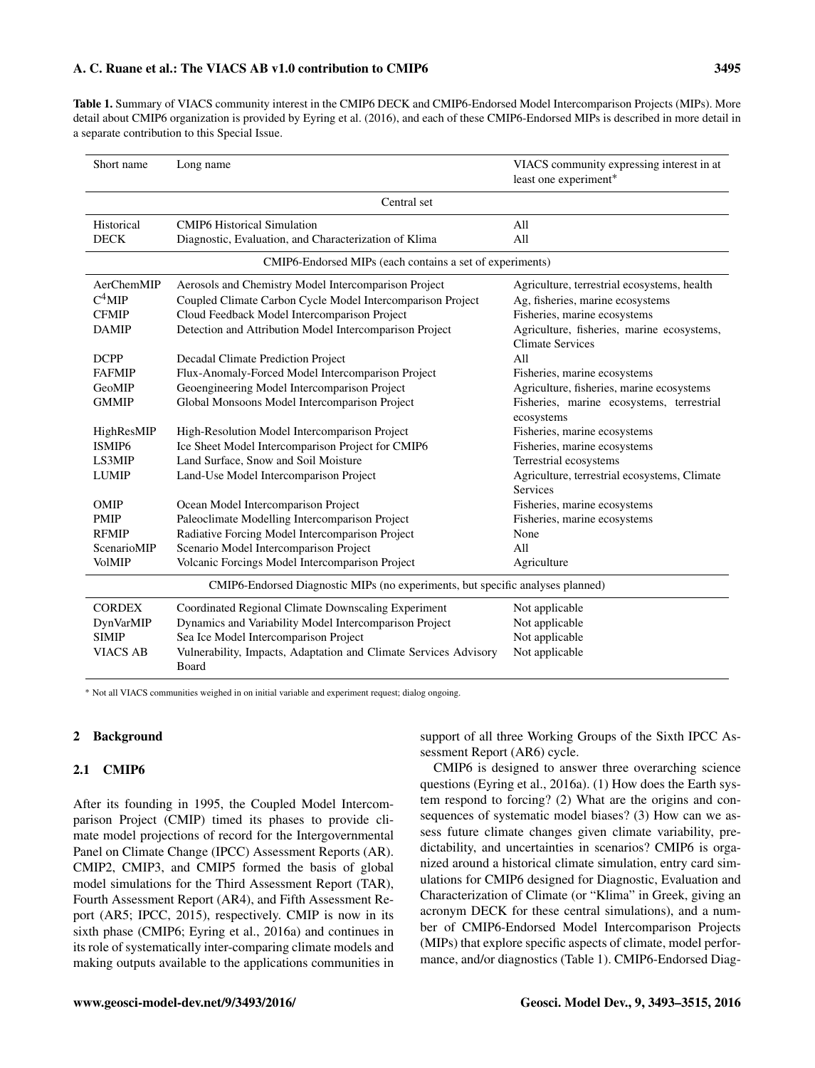**Table 1.** Summary of VIACS community interest in the CMIP6 DECK and CMIP6-Endorsed Model Intercomparison Projects (MIPs). More detail about CMIP6 organization is provided by Eyring et al. (2016), and each of these CMIP6-Endorsed MIPs is described in more detail in a separate contribution to this Special Issue.

| Short name | Long name | VIACS community expressing interest in at least one experiment* |
|---|---|---|
| | Central set | |
| Historical | CMIP6 Historical Simulation | All |
| DECK | Diagnostic, Evaluation, and Characterization of Klima | All |
| | CMIP6-Endorsed MIPs (each contains a set of experiments) | |
| AerChemMIP | Aerosols and Chemistry Model Intercomparison Project | Agriculture, terrestrial ecosystems, health |
| $C^4$MIP | Coupled Climate Carbon Cycle Model Intercomparison Project | Ag, fisheries, marine ecosystems |
| CFMIP | Cloud Feedback Model Intercomparison Project | Fisheries, marine ecosystems |
| DAMIP | Detection and Attribution Model Intercomparison Project | Agriculture, fisheries, marine ecosystems, Climate Services |
| DCPP | Decadal Climate Prediction Project | All |
| FAFMIP | Flux-Anomaly-Forced Model Intercomparison Project | Fisheries, marine ecosystems |
| GeoMIP | Geoengineering Model Intercomparison Project | Agriculture, fisheries, marine ecosystems |
| GMMIP | Global Monsoons Model Intercomparison Project | Fisheries, marine ecosystems, terrestrial ecosystems |
| HighResMIP | High-Resolution Model Intercomparison Project | Fisheries, marine ecosystems |
| ISMIP6 | Ice Sheet Model Intercomparison Project for CMIP6 | Fisheries, marine ecosystems |
| LS3MIP | Land Surface, Snow and Soil Moisture | Terrestrial ecosystems |
| LUMIP | Land-Use Model Intercomparison Project | Agriculture, terrestrial ecosystems, Climate Services |
| OMIP | Ocean Model Intercomparison Project | Fisheries, marine ecosystems |
| PMIP | Paleoclimate Modelling Intercomparison Project | Fisheries, marine ecosystems |
| RFMIP | Radiative Forcing Model Intercomparison Project | None |
| ScenarioMIP | Scenario Model Intercomparison Project | All |
| VolMIP | Volcanic Forcings Model Intercomparison Project | Agriculture |
| | CMIP6-Endorsed Diagnostic MIPs (no experiments, but specific analyses planned) | |
| CORDEX | Coordinated Regional Climate Downscaling Experiment | Not applicable |
| DynVarMIP | Dynamics and Variability Model Intercomparison Project | Not applicable |
| SIMIP | Sea Ice Model Intercomparison Project | Not applicable |
| VIACS AB | Vulnerability, Impacts, Adaptation and Climate Services Advisory Board | Not applicable |

* Not all VIACS communities weighed in on initial variable and experiment request; dialog ongoing.

## 2 Background

### 2.1 CMIP6

After its founding in 1995, the Coupled Model Intercomparison Project (CMIP) timed its phases to provide climate model projections of record for the Intergovernmental Panel on Climate Change (IPCC) Assessment Reports (AR). CMIP2, CMIP3, and CMIP5 formed the basis of global model simulations for the Third Assessment Report (TAR), Fourth Assessment Report (AR4), and Fifth Assessment Report (AR5; IPCC, 2015), respectively. CMIP is now in its sixth phase (CMIP6; Eyring et al., 2016a) and continues in its role of systematically inter-comparing climate models and making outputs available to the applications communities in support of all three Working Groups of the Sixth IPCC Assessment Report (AR6) cycle.

CMIP6 is designed to answer three overarching science questions (Eyring et al., 2016a). (1) How does the Earth system respond to forcing? (2) What are the origins and consequences of systematic model biases? (3) How can we assess future climate changes given climate variability, predictability, and uncertainties in scenarios? CMIP6 is organized around a historical climate simulation, entry card simulations for CMIP6 designed for Diagnostic, Evaluation and Characterization of Climate (or "Klima" in Greek, giving an acronym DECK for these central simulations), and a number of CMIP6-Endorsed Model Intercomparison Projects (MIPs) that explore specific aspects of climate, model performance, and/or diagnostics (Table 1). CMIP6-Endorsed Diag-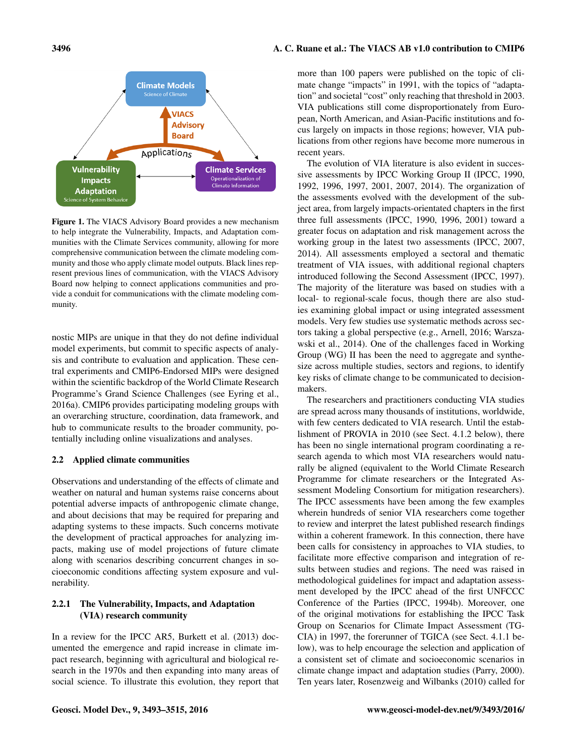Figure 1. The VIACS Advisory Board provides a new mechanism to help integrate the Vulnerability, Impacts, and Adaptation communities with the Climate Services community, allowing for more comprehensive communication between the climate modeling community and those who apply climate model outputs. Black lines represent previous lines of communication, with the VIACS Advisory Board now helping to connect applications communities and provide a conduit for communications with the climate modeling community.

nostic MIPs are unique in that they do not define individual model experiments, but commit to specific aspects of analysis and contribute to evaluation and application. These central experiments and CMIP6-Endorsed MIPs were designed within the scientific backdrop of the World Climate Research Programme's Grand Science Challenges (see Eyring et al., 2016a). CMIP6 provides participating modeling groups with an overarching structure, coordination, data framework, and hub to communicate results to the broader community, potentially including online visualizations and analyses.

## 2.2 Applied climate communities

Observations and understanding of the effects of climate and weather on natural and human systems raise concerns about potential adverse impacts of anthropogenic climate change, and about decisions that may be required for preparing and adapting systems to these impacts. Such concerns motivate the development of practical approaches for analyzing impacts, making use of model projections of future climate along with scenarios describing concurrent changes in socioeconomic conditions affecting system exposure and vulnerability.

### 2.2.1 The Vulnerability, Impacts, and Adaptation (VIA) research community

In a review for the IPCC AR5, Burkett et al. (2013) documented the emergence and rapid increase in climate impact research, beginning with agricultural and biological research in the 1970s and then expanding into many areas of social science. To illustrate this evolution, they report that more than 100 papers were published on the topic of climate change "impacts" in 1991, with the topics of "adaptation" and societal "cost" only reaching that threshold in 2003. VIA publications still come disproportionately from European, North American, and Asian-Pacific institutions and focus largely on impacts in those regions; however, VIA publications from other regions have become more numerous in recent years.

The evolution of VIA literature is also evident in successive assessments by IPCC Working Group II (IPCC, 1990, 1992, 1996, 1997, 2001, 2007, 2014). The organization of the assessments evolved with the development of the subject area, from largely impacts-orientated chapters in the first three full assessments (IPCC, 1990, 1996, 2001) toward a greater focus on adaptation and risk management across the working group in the latest two assessments (IPCC, 2007, 2014). All assessments employed a sectoral and thematic treatment of VIA issues, with additional regional chapters introduced following the Second Assessment (IPCC, 1997). The majority of the literature was based on studies with a local- to regional-scale focus, though there are also studies examining global impact or using integrated assessment models. Very few studies use systematic methods across sectors taking a global perspective (e.g., Arnell, 2016; Warszawski et al., 2014). One of the challenges faced in Working Group (WG) II has been the need to aggregate and synthesize across multiple studies, sectors and regions, to identify key risks of climate change to be communicated to decision-makers.

The researchers and practitioners conducting VIA studies are spread across many thousands of institutions, worldwide, with few centers dedicated to VIA research. Until the establishment of PROVIA in 2010 (see Sect. 4.1.2 below), there has been no single international program coordinating a research agenda to which most VIA researchers would naturally be aligned (equivalent to the World Climate Research Programme for climate researchers or the Integrated Assessment Modeling Consortium for mitigation researchers). The IPCC assessments have been among the few examples wherein hundreds of senior VIA researchers come together to review and interpret the latest published research findings within a coherent framework. In this connection, there have been calls for consistency in approaches to VIA studies, to facilitate more effective comparison and integration of results between studies and regions. The need was raised in methodological guidelines for impact and adaptation assessment developed by the IPCC ahead of the first UNFCCC Conference of the Parties (IPCC, 1994b). Moreover, one of the original motivations for establishing the IPCC Task Group on Scenarios for Climate Impact Assessment (TGCIA) in 1997, the forerunner of TGICA (see Sect. 4.1.1 below), was to help encourage the selection and application of a consistent set of climate and socioeconomic scenarios in climate change impact and adaptation studies (Parry, 2000). Ten years later, Rosenzweig and Wilbanks (2010) called for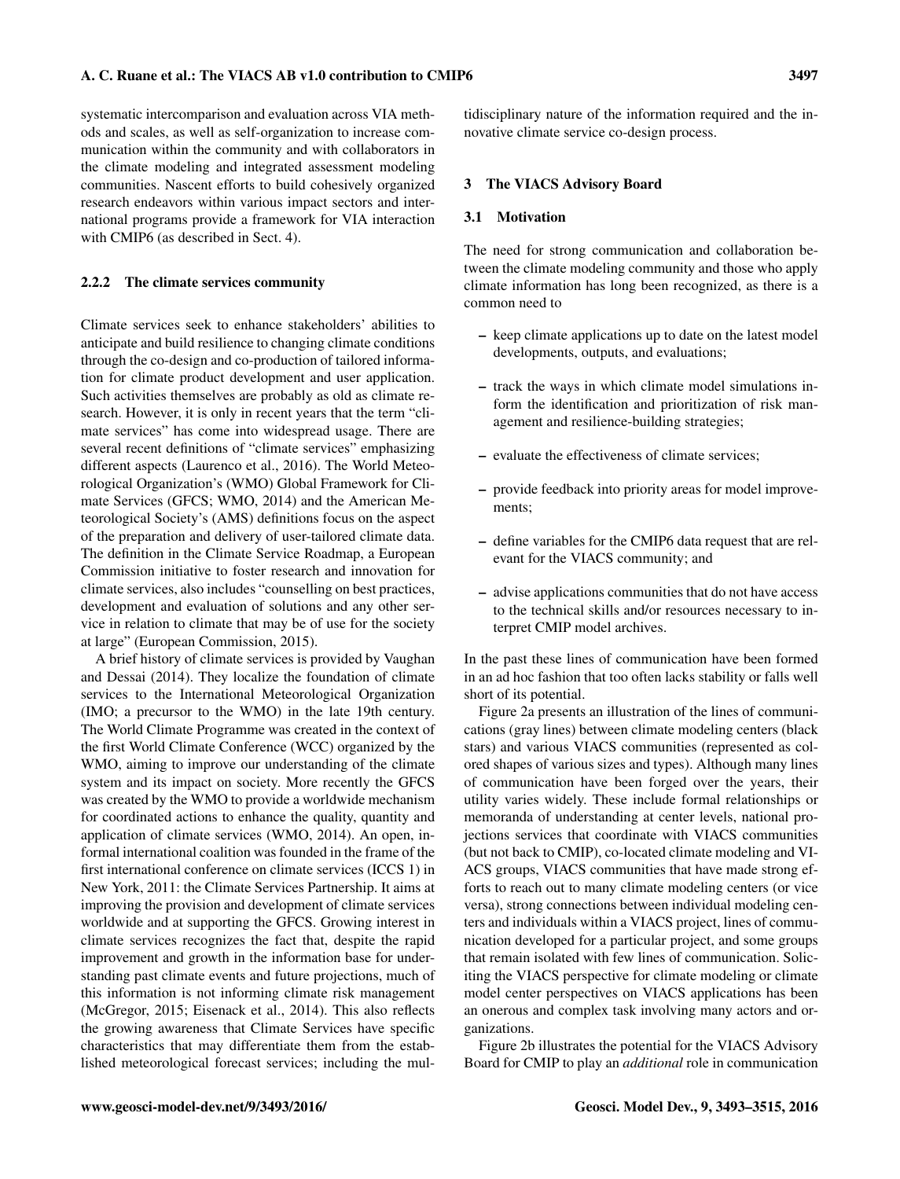systematic intercomparison and evaluation across VIA methods and scales, as well as self-organization to increase communication within the community and with collaborators in the climate modeling and integrated assessment modeling communities. Nascent efforts to build cohesively organized research endeavors within various impact sectors and international programs provide a framework for VIA interaction with CMIP6 (as described in Sect. 4).

#### 2.2.2 The climate services community

Climate services seek to enhance stakeholders' abilities to anticipate and build resilience to changing climate conditions through the co-design and co-production of tailored information for climate product development and user application. Such activities themselves are probably as old as climate research. However, it is only in recent years that the term "climate services" has come into widespread usage. There are several recent definitions of "climate services" emphasizing different aspects (Laurenco et al., 2016). The World Meteorological Organization's (WMO) Global Framework for Climate Services (GFCS; WMO, 2014) and the American Meteorological Society's (AMS) definitions focus on the aspect of the preparation and delivery of user-tailored climate data. The definition in the Climate Service Roadmap, a European Commission initiative to foster research and innovation for climate services, also includes "counselling on best practices, development and evaluation of solutions and any other service in relation to climate that may be of use for the society at large" (European Commission, 2015).

A brief history of climate services is provided by Vaughan and Dessai (2014). They localize the foundation of climate services to the International Meteorological Organization (IMO; a precursor to the WMO) in the late 19th century. The World Climate Programme was created in the context of the first World Climate Conference (WCC) organized by the WMO, aiming to improve our understanding of the climate system and its impact on society. More recently the GFCS was created by the WMO to provide a worldwide mechanism for coordinated actions to enhance the quality, quantity and application of climate services (WMO, 2014). An open, informal international coalition was founded in the frame of the first international conference on climate services (ICCS 1) in New York, 2011: the Climate Services Partnership. It aims at improving the provision and development of climate services worldwide and at supporting the GFCS. Growing interest in climate services recognizes the fact that, despite the rapid improvement and growth in the information base for understanding past climate events and future projections, much of this information is not informing climate risk management (McGregor, 2015; Eisenack et al., 2014). This also reflects the growing awareness that Climate Services have specific characteristics that may differentiate them from the established meteorological forecast services; including the multidisciplinary nature of the information required and the innovative climate service co-design process.

## 3 The VIACS Advisory Board

### 3.1 Motivation

The need for strong communication and collaboration between the climate modeling community and those who apply climate information has long been recognized, as there is a common need to

- keep climate applications up to date on the latest model developments, outputs, and evaluations;
- track the ways in which climate model simulations inform the identification and prioritization of risk management and resilience-building strategies;
- evaluate the effectiveness of climate services;
- provide feedback into priority areas for model improvements;
- define variables for the CMIP6 data request that are relevant for the VIACS community; and
- advise applications communities that do not have access to the technical skills and/or resources necessary to interpret CMIP model archives.

In the past these lines of communication have been formed in an ad hoc fashion that too often lacks stability or falls well short of its potential.

Figure 2a presents an illustration of the lines of communications (gray lines) between climate modeling centers (black stars) and various VIACS communities (represented as colored shapes of various sizes and types). Although many lines of communication have been forged over the years, their utility varies widely. These include formal relationships or memoranda of understanding at center levels, national projections services that coordinate with VIACS communities (but not back to CMIP), co-located climate modeling and VIACS groups, VIACS communities that have made strong efforts to reach out to many climate modeling centers (or vice versa), strong connections between individual modeling centers and individuals within a VIACS project, lines of communication developed for a particular project, and some groups that remain isolated with few lines of communication. Soliciting the VIACS perspective for climate modeling or climate model center perspectives on VIACS applications has been an onerous and complex task involving many actors and organizations.

Figure 2b illustrates the potential for the VIACS Advisory Board for CMIP to play an *additional* role in communication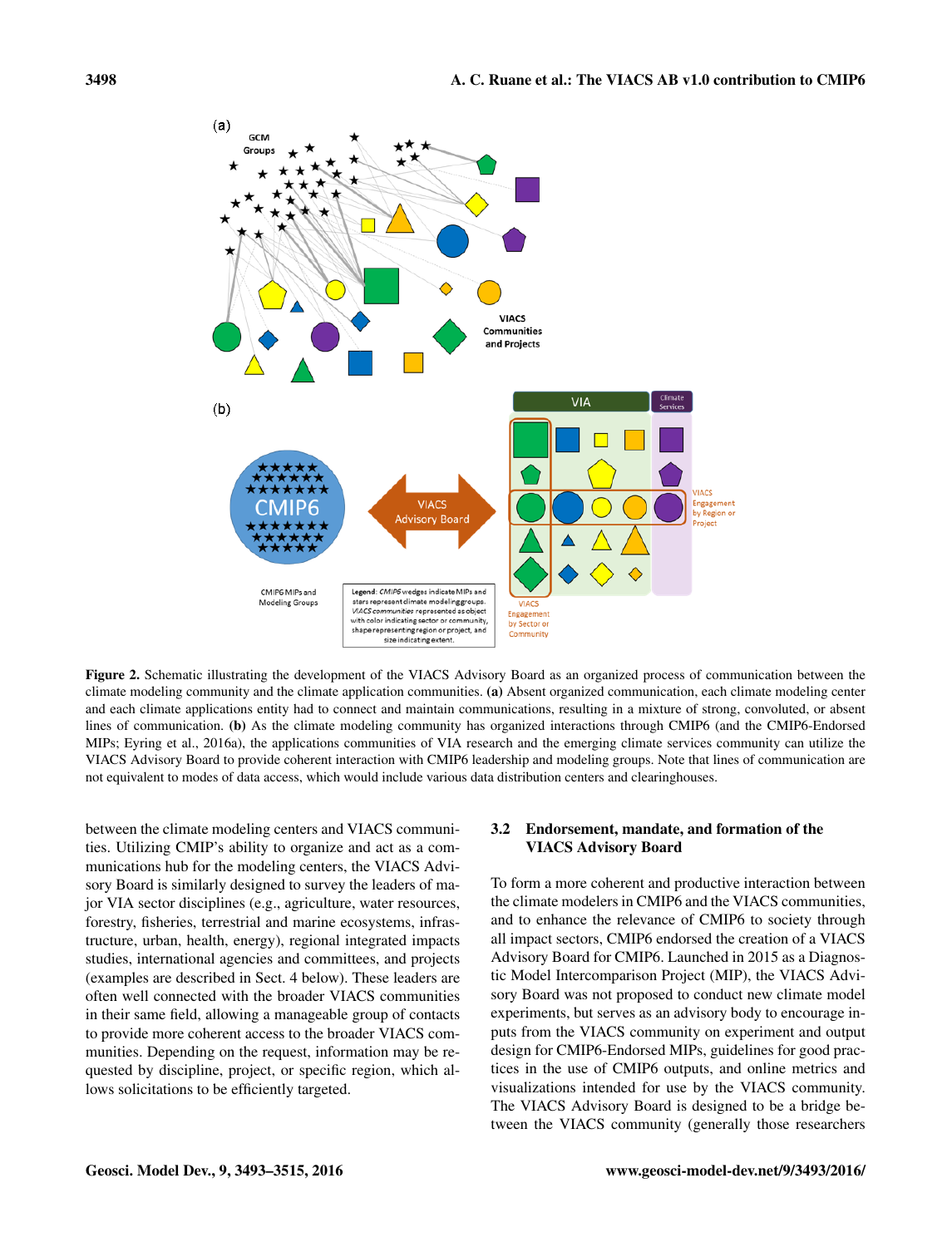**Figure 2.** Schematic illustrating the development of the VIACS Advisory Board as an organized process of communication between the climate modeling community and the climate application communities. **(a)** Absent organized communication, each climate modeling center and each climate applications entity had to connect and maintain communications, resulting in a mixture of strong, convoluted, or absent lines of communication. **(b)** As the climate modeling community has organized interactions through CMIP6 (and the CMIP6-Endorsed MIPs; Eyring et al., 2016a), the applications communities of VIA research and the emerging climate services community can utilize the VIACS Advisory Board to provide coherent interaction with CMIP6 leadership and modeling groups. Note that lines of communication are not equivalent to modes of data access, which would include various data distribution centers and clearinghouses.

between the climate modeling centers and VIACS communities. Utilizing CMIP's ability to organize and act as a communications hub for the modeling centers, the VIACS Advisory Board is similarly designed to survey the leaders of major VIA sector disciplines (e.g., agriculture, water resources, forestry, fisheries, terrestrial and marine ecosystems, infrastructure, urban, health, energy), regional integrated impacts studies, international agencies and committees, and projects (examples are described in Sect. 4 below). These leaders are often well connected with the broader VIACS communities in their same field, allowing a manageable group of contacts to provide more coherent access to the broader VIACS communities. Depending on the request, information may be requested by discipline, project, or specific region, which allows solicitations to be efficiently targeted.

### 3.2 Endorsement, mandate, and formation of the VIACS Advisory Board

To form a more coherent and productive interaction between the climate modelers in CMIP6 and the VIACS communities, and to enhance the relevance of CMIP6 to society through all impact sectors, CMIP6 endorsed the creation of a VIACS Advisory Board for CMIP6. Launched in 2015 as a Diagnostic Model Intercomparison Project (MIP), the VIACS Advisory Board was not proposed to conduct new climate model experiments, but serves as an advisory body to encourage inputs from the VIACS community on experiment and output design for CMIP6-Endorsed MIPs, guidelines for good practices in the use of CMIP6 outputs, and online metrics and visualizations intended for use by the VIACS community. The VIACS Advisory Board is designed to be a bridge between the VIACS community (generally those researchers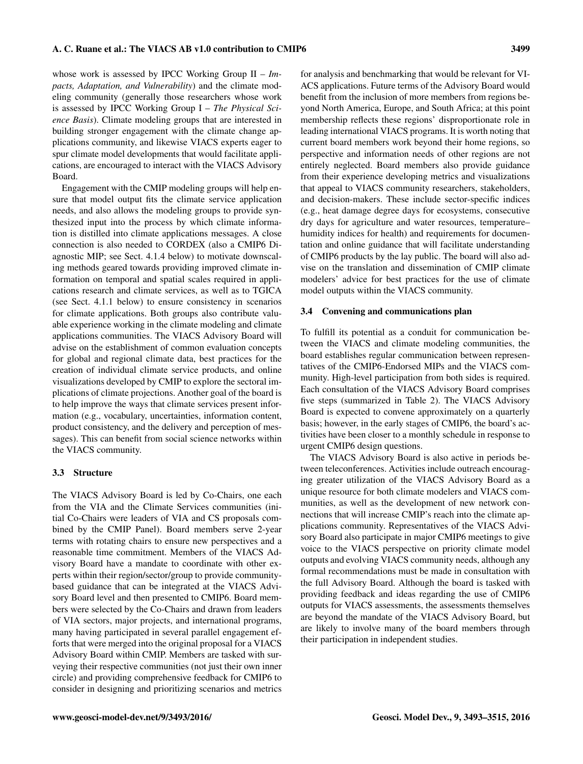whose work is assessed by IPCC Working Group II – *Impacts, Adaptation, and Vulnerability*) and the climate modeling community (generally those researchers whose work is assessed by IPCC Working Group I – *The Physical Science Basis*). Climate modeling groups that are interested in building stronger engagement with the climate change applications community, and likewise VIACS experts eager to spur climate model developments that would facilitate applications, are encouraged to interact with the VIACS Advisory Board.

Engagement with the CMIP modeling groups will help ensure that model output fits the climate service application needs, and also allows the modeling groups to provide synthesized input into the process by which climate information is distilled into climate applications messages. A close connection is also needed to CORDEX (also a CMIP6 Diagnostic MIP; see Sect. 4.1.4 below) to motivate downscaling methods geared towards providing improved climate information on temporal and spatial scales required in applications research and climate services, as well as to TGICA (see Sect. 4.1.1 below) to ensure consistency in scenarios for climate applications. Both groups also contribute valuable experience working in the climate modeling and climate applications communities. The VIACS Advisory Board will advise on the establishment of common evaluation concepts for global and regional climate data, best practices for the creation of individual climate service products, and online visualizations developed by CMIP to explore the sectoral implications of climate projections. Another goal of the board is to help improve the ways that climate services present information (e.g., vocabulary, uncertainties, information content, product consistency, and the delivery and perception of messages). This can benefit from social science networks within the VIACS community.

### 3.3 Structure

The VIACS Advisory Board is led by Co-Chairs, one each from the VIA and the Climate Services communities (initial Co-Chairs were leaders of VIA and CS proposals combined by the CMIP Panel). Board members serve 2-year terms with rotating chairs to ensure new perspectives and a reasonable time commitment. Members of the VIACS Advisory Board have a mandate to coordinate with other experts within their region/sector/group to provide community-based guidance that can be integrated at the VIACS Advisory Board level and then presented to CMIP6. Board members were selected by the Co-Chairs and drawn from leaders of VIA sectors, major projects, and international programs, many having participated in several parallel engagement efforts that were merged into the original proposal for a VIACS Advisory Board within CMIP. Members are tasked with surveying their respective communities (not just their own inner circle) and providing comprehensive feedback for CMIP6 to consider in designing and prioritizing scenarios and metrics for analysis and benchmarking that would be relevant for VIACS applications. Future terms of the Advisory Board would benefit from the inclusion of more members from regions beyond North America, Europe, and South Africa; at this point membership reflects these regions' disproportionate role in leading international VIACS programs. It is worth noting that current board members work beyond their home regions, so perspective and information needs of other regions are not entirely neglected. Board members also provide guidance from their experience developing metrics and visualizations that appeal to VIACS community researchers, stakeholders, and decision-makers. These include sector-specific indices (e.g., heat damage degree days for ecosystems, consecutive dry days for agriculture and water resources, temperature–humidity indices for health) and requirements for documentation and online guidance that will facilitate understanding of CMIP6 products by the lay public. The board will also advise on the translation and dissemination of CMIP climate modelers' advice for best practices for the use of climate model outputs within the VIACS community.

### 3.4 Convening and communications plan

To fulfill its potential as a conduit for communication between the VIACS and climate modeling communities, the board establishes regular communication between representatives of the CMIP6-Endorsed MIPs and the VIACS community. High-level participation from both sides is required. Each consultation of the VIACS Advisory Board comprises five steps (summarized in Table 2). The VIACS Advisory Board is expected to convene approximately on a quarterly basis; however, in the early stages of CMIP6, the board's activities have been closer to a monthly schedule in response to urgent CMIP6 design questions.

The VIACS Advisory Board is also active in periods between teleconferences. Activities include outreach encouraging greater utilization of the VIACS Advisory Board as a unique resource for both climate modelers and VIACS communities, as well as the development of new network connections that will increase CMIP's reach into the climate applications community. Representatives of the VIACS Advisory Board also participate in major CMIP6 meetings to give voice to the VIACS perspective on priority climate model outputs and evolving VIACS community needs, although any formal recommendations must be made in consultation with the full Advisory Board. Although the board is tasked with providing feedback and ideas regarding the use of CMIP6 outputs for VIACS assessments, the assessments themselves are beyond the mandate of the VIACS Advisory Board, but are likely to involve many of the board members through their participation in independent studies.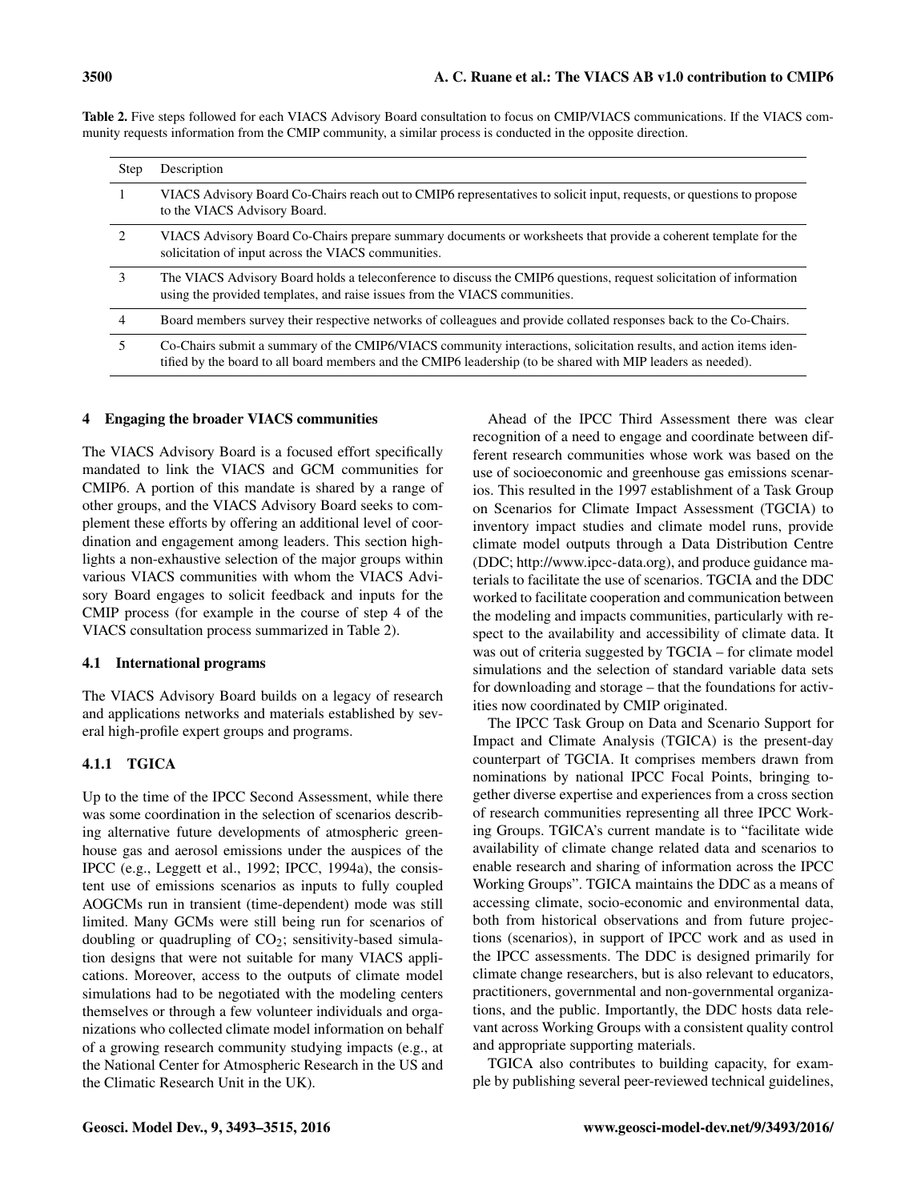**Table 2.** Five steps followed for each VIACS Advisory Board consultation to focus on CMIP/VIACS communications. If the VIACS community requests information from the CMIP community, a similar process is conducted in the opposite direction.

| Step | Description |
|---|---|
| 1 | VIACS Advisory Board Co-Chairs reach out to CMIP6 representatives to solicit input, requests, or questions to propose to the VIACS Advisory Board. |
| 2 | VIACS Advisory Board Co-Chairs prepare summary documents or worksheets that provide a coherent template for the solicitation of input across the VIACS communities. |
| 3 | The VIACS Advisory Board holds a teleconference to discuss the CMIP6 questions, request solicitation of information using the provided templates, and raise issues from the VIACS communities. |
| 4 | Board members survey their respective networks of colleagues and provide collated responses back to the Co-Chairs. |
| 5 | Co-Chairs submit a summary of the CMIP6/VIACS community interactions, solicitation results, and action items identified by the board to all board members and the CMIP6 leadership (to be shared with MIP leaders as needed). |

## 4 Engaging the broader VIACS communities

The VIACS Advisory Board is a focused effort specifically mandated to link the VIACS and GCM communities for CMIP6. A portion of this mandate is shared by a range of other groups, and the VIACS Advisory Board seeks to complement these efforts by offering an additional level of coordination and engagement among leaders. This section highlights a non-exhaustive selection of the major groups within various VIACS communities with whom the VIACS Advisory Board engages to solicit feedback and inputs for the CMIP process (for example in the course of step 4 of the VIACS consultation process summarized in Table 2).

### 4.1 International programs

The VIACS Advisory Board builds on a legacy of research and applications networks and materials established by several high-profile expert groups and programs.

#### 4.1.1 TGICA

Up to the time of the IPCC Second Assessment, while there was some coordination in the selection of scenarios describing alternative future developments of atmospheric greenhouse gas and aerosol emissions under the auspices of the IPCC (e.g., Leggett et al., 1992; IPCC, 1994a), the consistent use of emissions scenarios as inputs to fully coupled AOGCMs run in transient (time-dependent) mode was still limited. Many GCMs were still being run for scenarios of doubling or quadrupling of $CO_2$; sensitivity-based simulation designs that were not suitable for many VIACS applications. Moreover, access to the outputs of climate model simulations had to be negotiated with the modeling centers themselves or through a few volunteer individuals and organizations who collected climate model information on behalf of a growing research community studying impacts (e.g., at the National Center for Atmospheric Research in the US and the Climatic Research Unit in the UK).

Ahead of the IPCC Third Assessment there was clear recognition of a need to engage and coordinate between different research communities whose work was based on the use of socioeconomic and greenhouse gas emissions scenarios. This resulted in the 1997 establishment of a Task Group on Scenarios for Climate Impact Assessment (TGCIA) to inventory impact studies and climate model runs, provide climate model outputs through a Data Distribution Centre (DDC; http://www.ipcc-data.org), and produce guidance materials to facilitate the use of scenarios. TGCIA and the DDC worked to facilitate cooperation and communication between the modeling and impacts communities, particularly with respect to the availability and accessibility of climate data. It was out of criteria suggested by TGCIA – for climate model simulations and the selection of standard variable data sets for downloading and storage – that the foundations for activities now coordinated by CMIP originated.

The IPCC Task Group on Data and Scenario Support for Impact and Climate Analysis (TGICA) is the present-day counterpart of TGCIA. It comprises members drawn from nominations by national IPCC Focal Points, bringing together diverse expertise and experiences from a cross section of research communities representing all three IPCC Working Groups. TGICA's current mandate is to "facilitate wide availability of climate change related data and scenarios to enable research and sharing of information across the IPCC Working Groups". TGICA maintains the DDC as a means of accessing climate, socio-economic and environmental data, both from historical observations and from future projections (scenarios), in support of IPCC work and as used in the IPCC assessments. The DDC is designed primarily for climate change researchers, but is also relevant to educators, practitioners, governmental and non-governmental organizations, and the public. Importantly, the DDC hosts data relevant across Working Groups with a consistent quality control and appropriate supporting materials.

TGICA also contributes to building capacity, for example by publishing several peer-reviewed technical guidelines,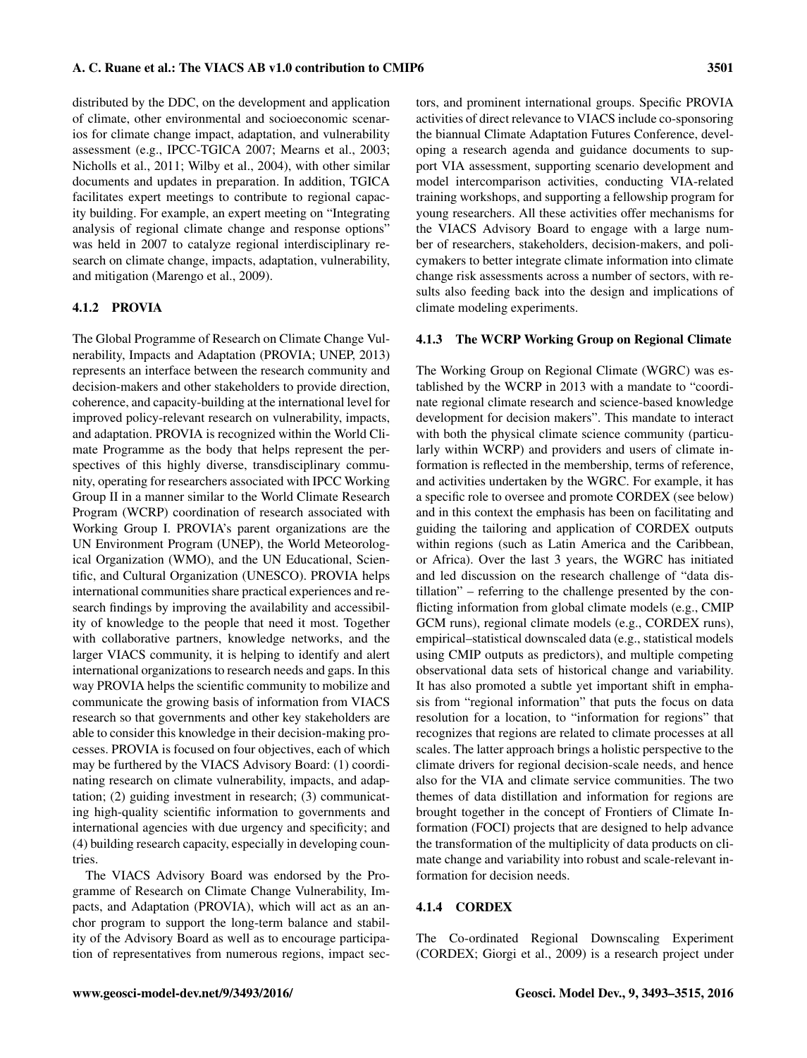distributed by the DDC, on the development and application of climate, other environmental and socioeconomic scenarios for climate change impact, adaptation, and vulnerability assessment (e.g., IPCC-TGICA 2007; Mearns et al., 2003; Nicholls et al., 2011; Wilby et al., 2004), with other similar documents and updates in preparation. In addition, TGICA facilitates expert meetings to contribute to regional capacity building. For example, an expert meeting on "Integrating analysis of regional climate change and response options" was held in 2007 to catalyze regional interdisciplinary research on climate change, impacts, adaptation, vulnerability, and mitigation (Marengo et al., 2009).

#### 4.1.2 PROVIA

The Global Programme of Research on Climate Change Vulnerability, Impacts and Adaptation (PROVIA; UNEP, 2013) represents an interface between the research community and decision-makers and other stakeholders to provide direction, coherence, and capacity-building at the international level for improved policy-relevant research on vulnerability, impacts, and adaptation. PROVIA is recognized within the World Climate Programme as the body that helps represent the perspectives of this highly diverse, transdisciplinary community, operating for researchers associated with IPCC Working Group II in a manner similar to the World Climate Research Program (WCRP) coordination of research associated with Working Group I. PROVIA's parent organizations are the UN Environment Program (UNEP), the World Meteorological Organization (WMO), and the UN Educational, Scientific, and Cultural Organization (UNESCO). PROVIA helps international communities share practical experiences and research findings by improving the availability and accessibility of knowledge to the people that need it most. Together with collaborative partners, knowledge networks, and the larger VIACS community, it is helping to identify and alert international organizations to research needs and gaps. In this way PROVIA helps the scientific community to mobilize and communicate the growing basis of information from VIACS research so that governments and other key stakeholders are able to consider this knowledge in their decision-making processes. PROVIA is focused on four objectives, each of which may be furthered by the VIACS Advisory Board: (1) coordinating research on climate vulnerability, impacts, and adaptation; (2) guiding investment in research; (3) communicating high-quality scientific information to governments and international agencies with due urgency and specificity; and (4) building research capacity, especially in developing countries.

The VIACS Advisory Board was endorsed by the Programme of Research on Climate Change Vulnerability, Impacts, and Adaptation (PROVIA), which will act as an anchor program to support the long-term balance and stability of the Advisory Board as well as to encourage participation of representatives from numerous regions, impact sectors, and prominent international groups. Specific PROVIA activities of direct relevance to VIACS include co-sponsoring the biannual Climate Adaptation Futures Conference, developing a research agenda and guidance documents to support VIA assessment, supporting scenario development and model intercomparison activities, conducting VIA-related training workshops, and supporting a fellowship program for young researchers. All these activities offer mechanisms for the VIACS Advisory Board to engage with a large number of researchers, stakeholders, decision-makers, and policymakers to better integrate climate information into climate change risk assessments across a number of sectors, with results also feeding back into the design and implications of climate modeling experiments.

#### 4.1.3 The WCRP Working Group on Regional Climate

The Working Group on Regional Climate (WGRC) was established by the WCRP in 2013 with a mandate to "coordinate regional climate research and science-based knowledge development for decision makers". This mandate to interact with both the physical climate science community (particularly within WCRP) and providers and users of climate information is reflected in the membership, terms of reference, and activities undertaken by the WGRC. For example, it has a specific role to oversee and promote CORDEX (see below) and in this context the emphasis has been on facilitating and guiding the tailoring and application of CORDEX outputs within regions (such as Latin America and the Caribbean, or Africa). Over the last 3 years, the WGRC has initiated and led discussion on the research challenge of "data distillation" – referring to the challenge presented by the conflicting information from global climate models (e.g., CMIP GCM runs), regional climate models (e.g., CORDEX runs), empirical–statistical downscaled data (e.g., statistical models using CMIP outputs as predictors), and multiple competing observational data sets of historical change and variability. It has also promoted a subtle yet important shift in emphasis from "regional information" that puts the focus on data resolution for a location, to "information for regions" that recognizes that regions are related to climate processes at all scales. The latter approach brings a holistic perspective to the climate drivers for regional decision-scale needs, and hence also for the VIA and climate service communities. The two themes of data distillation and information for regions are brought together in the concept of Frontiers of Climate Information (FOCI) projects that are designed to help advance the transformation of the multiplicity of data products on climate change and variability into robust and scale-relevant information for decision needs.

#### 4.1.4 CORDEX

The Co-ordinated Regional Downscaling Experiment (CORDEX; Giorgi et al., 2009) is a research project under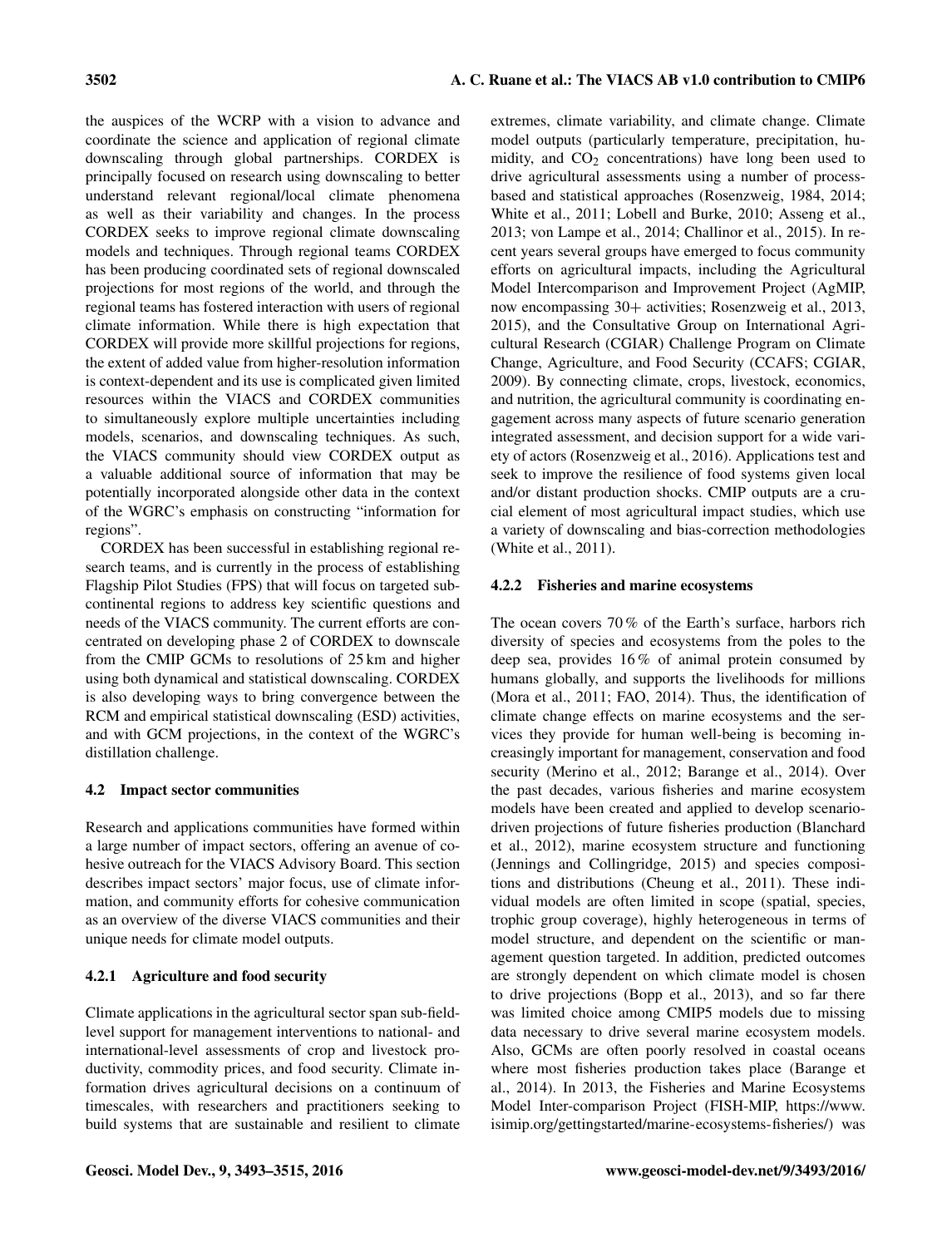the auspices of the WCRP with a vision to advance and coordinate the science and application of regional climate downscaling through global partnerships. CORDEX is principally focused on research using downscaling to better understand relevant regional/local climate phenomena as well as their variability and changes. In the process CORDEX seeks to improve regional climate downscaling models and techniques. Through regional teams CORDEX has been producing coordinated sets of regional downscaled projections for most regions of the world, and through the regional teams has fostered interaction with users of regional climate information. While there is high expectation that CORDEX will provide more skillful projections for regions, the extent of added value from higher-resolution information is context-dependent and its use is complicated given limited resources within the VIACS and CORDEX communities to simultaneously explore multiple uncertainties including models, scenarios, and downscaling techniques. As such, the VIACS community should view CORDEX output as a valuable additional source of information that may be potentially incorporated alongside other data in the context of the WGRC's emphasis on constructing "information for regions".

CORDEX has been successful in establishing regional research teams, and is currently in the process of establishing Flagship Pilot Studies (FPS) that will focus on targeted subcontinental regions to address key scientific questions and needs of the VIACS community. The current efforts are concentrated on developing phase 2 of CORDEX to downscale from the CMIP GCMs to resolutions of 25 km and higher using both dynamical and statistical downscaling. CORDEX is also developing ways to bring convergence between the RCM and empirical statistical downscaling (ESD) activities, and with GCM projections, in the context of the WGRC's distillation challenge.

### 4.2 Impact sector communities

Research and applications communities have formed within a large number of impact sectors, offering an avenue of cohesive outreach for the VIACS Advisory Board. This section describes impact sectors' major focus, use of climate information, and community efforts for cohesive communication as an overview of the diverse VIACS communities and their unique needs for climate model outputs.

#### 4.2.1 Agriculture and food security

Climate applications in the agricultural sector span sub-field-level support for management interventions to national- and international-level assessments of crop and livestock productivity, commodity prices, and food security. Climate information drives agricultural decisions on a continuum of timescales, with researchers and practitioners seeking to build systems that are sustainable and resilient to climate extremes, climate variability, and climate change. Climate model outputs (particularly temperature, precipitation, humidity, and $CO_2$ concentrations) have long been used to drive agricultural assessments using a number of process-based and statistical approaches (Rosenzweig, 1984, 2014; White et al., 2011; Lobell and Burke, 2010; Asseng et al., 2013; von Lampe et al., 2014; Challinor et al., 2015). In recent years several groups have emerged to focus community efforts on agricultural impacts, including the Agricultural Model Intercomparison and Improvement Project (AgMIP, now encompassing 30+ activities; Rosenzweig et al., 2013, 2015), and the Consultative Group on International Agricultural Research (CGIAR) Challenge Program on Climate Change, Agriculture, and Food Security (CCAFS; CGIAR, 2009). By connecting climate, crops, livestock, economics, and nutrition, the agricultural community is coordinating engagement across many aspects of future scenario generation integrated assessment, and decision support for a wide variety of actors (Rosenzweig et al., 2016). Applications test and seek to improve the resilience of food systems given local and/or distant production shocks. CMIP outputs are a crucial element of most agricultural impact studies, which use a variety of downscaling and bias-correction methodologies (White et al., 2011).

#### 4.2.2 Fisheries and marine ecosystems

The ocean covers 70 % of the Earth's surface, harbors rich diversity of species and ecosystems from the poles to the deep sea, provides 16 % of animal protein consumed by humans globally, and supports the livelihoods for millions (Mora et al., 2011; FAO, 2014). Thus, the identification of climate change effects on marine ecosystems and the services they provide for human well-being is becoming increasingly important for management, conservation and food security (Merino et al., 2012; Barange et al., 2014). Over the past decades, various fisheries and marine ecosystem models have been created and applied to develop scenario-driven projections of future fisheries production (Blanchard et al., 2012), marine ecosystem structure and functioning (Jennings and Collingridge, 2015) and species compositions and distributions (Cheung et al., 2011). These individual models are often limited in scope (spatial, species, trophic group coverage), highly heterogeneous in terms of model structure, and dependent on the scientific or management question targeted. In addition, predicted outcomes are strongly dependent on which climate model is chosen to drive projections (Bopp et al., 2013), and so far there was limited choice among CMIP5 models due to missing data necessary to drive several marine ecosystem models. Also, GCMs are often poorly resolved in coastal oceans where most fisheries production takes place (Barange et al., 2014). In 2013, the Fisheries and Marine Ecosystems Model Inter-comparison Project (FISH-MIP, https://www.isimip.org/gettingstarted/marine-ecosystems-fisheries/) was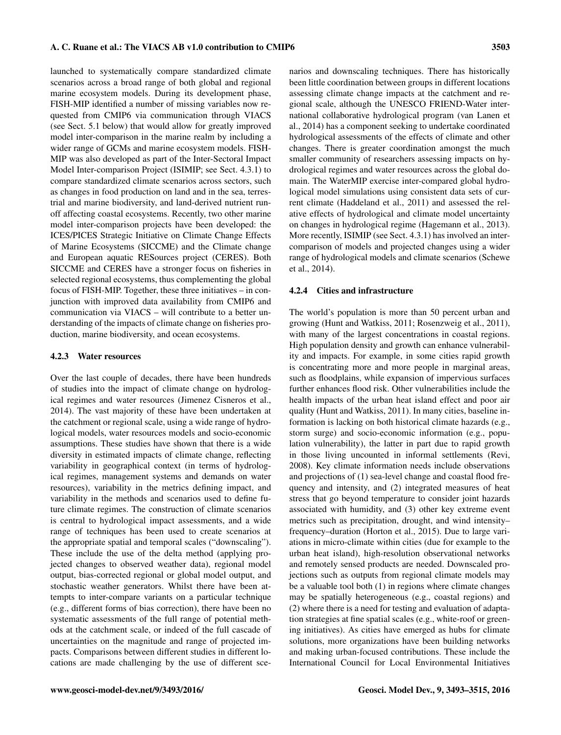launched to systematically compare standardized climate scenarios across a broad range of both global and regional marine ecosystem models. During its development phase, FISH-MIP identified a number of missing variables now requested from CMIP6 via communication through VIACS (see Sect. 5.1 below) that would allow for greatly improved model inter-comparison in the marine realm by including a wider range of GCMs and marine ecosystem models. FISH-MIP was also developed as part of the Inter-Sectoral Impact Model Inter-comparison Project (ISIMIP; see Sect. 4.3.1) to compare standardized climate scenarios across sectors, such as changes in food production on land and in the sea, terrestrial and marine biodiversity, and land-derived nutrient runoff affecting coastal ecosystems. Recently, two other marine model inter-comparison projects have been developed: the ICES/PICES Strategic Initiative on Climate Change Effects of Marine Ecosystems (SICCME) and the Climate change and European aquatic RESources project (CERES). Both SICCME and CERES have a stronger focus on fisheries in selected regional ecosystems, thus complementing the global focus of FISH-MIP. Together, these three initiatives – in conjunction with improved data availability from CMIP6 and communication via VIACS – will contribute to a better understanding of the impacts of climate change on fisheries production, marine biodiversity, and ocean ecosystems.

### 4.2.3 Water resources

Over the last couple of decades, there have been hundreds of studies into the impact of climate change on hydrological regimes and water resources (Jimenez Cisneros et al., 2014). The vast majority of these have been undertaken at the catchment or regional scale, using a wide range of hydrological models, water resources models and socio-economic assumptions. These studies have shown that there is a wide diversity in estimated impacts of climate change, reflecting variability in geographical context (in terms of hydrological regimes, management systems and demands on water resources), variability in the metrics defining impact, and variability in the methods and scenarios used to define future climate regimes. The construction of climate scenarios is central to hydrological impact assessments, and a wide range of techniques has been used to create scenarios at the appropriate spatial and temporal scales ("downscaling"). These include the use of the delta method (applying projected changes to observed weather data), regional model output, bias-corrected regional or global model output, and stochastic weather generators. Whilst there have been attempts to inter-compare variants on a particular technique (e.g., different forms of bias correction), there have been no systematic assessments of the full range of potential methods at the catchment scale, or indeed of the full cascade of uncertainties on the magnitude and range of projected impacts. Comparisons between different studies in different locations are made challenging by the use of different scenarios and downscaling techniques. There has historically been little coordination between groups in different locations assessing climate change impacts at the catchment and regional scale, although the UNESCO FRIEND-Water international collaborative hydrological program (van Lanen et al., 2014) has a component seeking to undertake coordinated hydrological assessments of the effects of climate and other changes. There is greater coordination amongst the much smaller community of researchers assessing impacts on hydrological regimes and water resources across the global domain. The WaterMIP exercise inter-compared global hydrological model simulations using consistent data sets of current climate (Haddeland et al., 2011) and assessed the relative effects of hydrological and climate model uncertainty on changes in hydrological regime (Hagemann et al., 2013). More recently, ISIMIP (see Sect. 4.3.1) has involved an inter-comparison of models and projected changes using a wider range of hydrological models and climate scenarios (Schewe et al., 2014).

### 4.2.4 Cities and infrastructure

The world's population is more than 50 percent urban and growing (Hunt and Watkiss, 2011; Rosenzweig et al., 2011), with many of the largest concentrations in coastal regions. High population density and growth can enhance vulnerability and impacts. For example, in some cities rapid growth is concentrating more and more people in marginal areas, such as floodplains, while expansion of impervious surfaces further enhances flood risk. Other vulnerabilities include the health impacts of the urban heat island effect and poor air quality (Hunt and Watkiss, 2011). In many cities, baseline information is lacking on both historical climate hazards (e.g., storm surge) and socio-economic information (e.g., population vulnerability), the latter in part due to rapid growth in those living uncounted in informal settlements (Revi, 2008). Key climate information needs include observations and projections of (1) sea-level change and coastal flood frequency and intensity, and (2) integrated measures of heat stress that go beyond temperature to consider joint hazards associated with humidity, and (3) other key extreme event metrics such as precipitation, drought, and wind intensity–frequency–duration (Horton et al., 2015). Due to large variations in micro-climate within cities (due for example to the urban heat island), high-resolution observational networks and remotely sensed products are needed. Downscaled projections such as outputs from regional climate models may be a valuable tool both (1) in regions where climate changes may be spatially heterogeneous (e.g., coastal regions) and (2) where there is a need for testing and evaluation of adaptation strategies at fine spatial scales (e.g., white-roof or greening initiatives). As cities have emerged as hubs for climate solutions, more organizations have been building networks and making urban-focused contributions. These include the International Council for Local Environmental Initiatives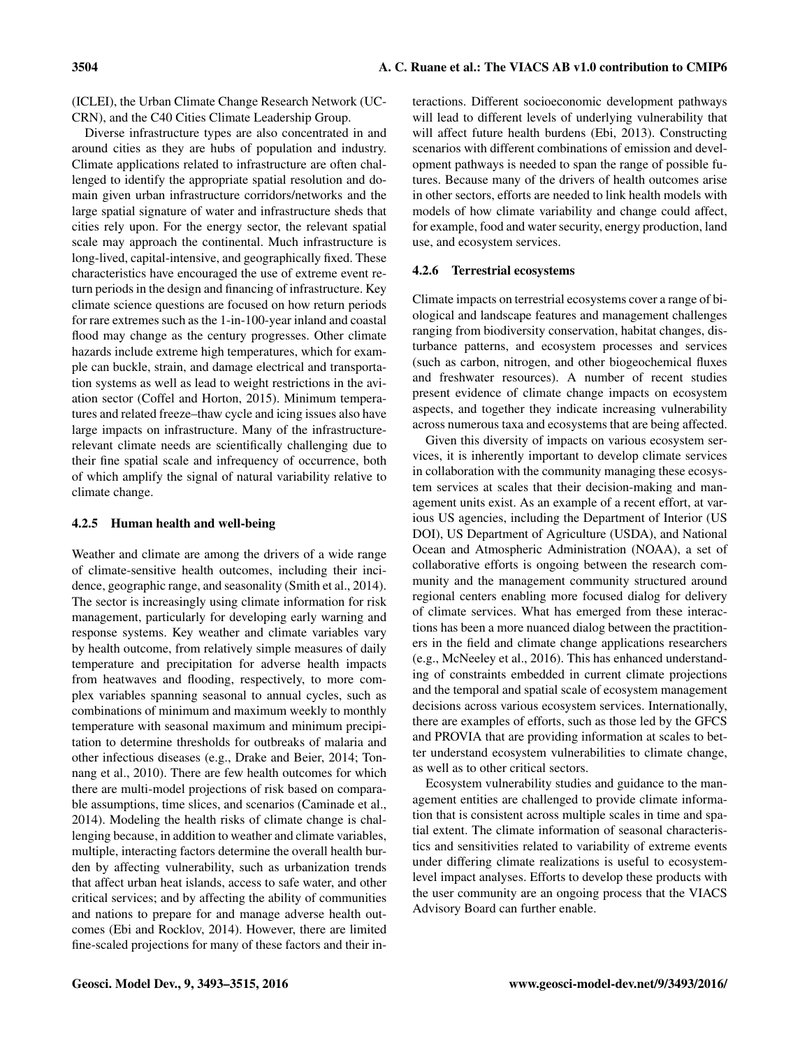(ICLEI), the Urban Climate Change Research Network (UCCRN), and the C40 Cities Climate Leadership Group.

Diverse infrastructure types are also concentrated in and around cities as they are hubs of population and industry. Climate applications related to infrastructure are often challenged to identify the appropriate spatial resolution and domain given urban infrastructure corridors/networks and the large spatial signature of water and infrastructure sheds that cities rely upon. For the energy sector, the relevant spatial scale may approach the continental. Much infrastructure is long-lived, capital-intensive, and geographically fixed. These characteristics have encouraged the use of extreme event return periods in the design and financing of infrastructure. Key climate science questions are focused on how return periods for rare extremes such as the 1-in-100-year inland and coastal flood may change as the century progresses. Other climate hazards include extreme high temperatures, which for example can buckle, strain, and damage electrical and transportation systems as well as lead to weight restrictions in the aviation sector (Coffel and Horton, 2015). Minimum temperatures and related freeze–thaw cycle and icing issues also have large impacts on infrastructure. Many of the infrastructure-relevant climate needs are scientifically challenging due to their fine spatial scale and infrequency of occurrence, both of which amplify the signal of natural variability relative to climate change.

#### 4.2.5 Human health and well-being

Weather and climate are among the drivers of a wide range of climate-sensitive health outcomes, including their incidence, geographic range, and seasonality (Smith et al., 2014). The sector is increasingly using climate information for risk management, particularly for developing early warning and response systems. Key weather and climate variables vary by health outcome, from relatively simple measures of daily temperature and precipitation for adverse health impacts from heatwaves and flooding, respectively, to more complex variables spanning seasonal to annual cycles, such as combinations of minimum and maximum weekly to monthly temperature with seasonal maximum and minimum precipitation to determine thresholds for outbreaks of malaria and other infectious diseases (e.g., Drake and Beier, 2014; Tonnang et al., 2010). There are few health outcomes for which there are multi-model projections of risk based on comparable assumptions, time slices, and scenarios (Caminade et al., 2014). Modeling the health risks of climate change is challenging because, in addition to weather and climate variables, multiple, interacting factors determine the overall health burden by affecting vulnerability, such as urbanization trends that affect urban heat islands, access to safe water, and other critical services; and by affecting the ability of communities and nations to prepare for and manage adverse health outcomes (Ebi and Rocklov, 2014). However, there are limited fine-scaled projections for many of these factors and their interactions. Different socioeconomic development pathways will lead to different levels of underlying vulnerability that will affect future health burdens (Ebi, 2013). Constructing scenarios with different combinations of emission and development pathways is needed to span the range of possible futures. Because many of the drivers of health outcomes arise in other sectors, efforts are needed to link health models with models of how climate variability and change could affect, for example, food and water security, energy production, land use, and ecosystem services.

#### 4.2.6 Terrestrial ecosystems

Climate impacts on terrestrial ecosystems cover a range of biological and landscape features and management challenges ranging from biodiversity conservation, habitat changes, disturbance patterns, and ecosystem processes and services (such as carbon, nitrogen, and other biogeochemical fluxes and freshwater resources). A number of recent studies present evidence of climate change impacts on ecosystem aspects, and together they indicate increasing vulnerability across numerous taxa and ecosystems that are being affected.

Given this diversity of impacts on various ecosystem services, it is inherently important to develop climate services in collaboration with the community managing these ecosystem services at scales that their decision-making and management units exist. As an example of a recent effort, at various US agencies, including the Department of Interior (US DOI), US Department of Agriculture (USDA), and National Ocean and Atmospheric Administration (NOAA), a set of collaborative efforts is ongoing between the research community and the management community structured around regional centers enabling more focused dialog for delivery of climate services. What has emerged from these interactions has been a more nuanced dialog between the practitioners in the field and climate change applications researchers (e.g., McNeeley et al., 2016). This has enhanced understanding of constraints embedded in current climate projections and the temporal and spatial scale of ecosystem management decisions across various ecosystem services. Internationally, there are examples of efforts, such as those led by the GFCS and PROVIA that are providing information at scales to better understand ecosystem vulnerabilities to climate change, as well as to other critical sectors.

Ecosystem vulnerability studies and guidance to the management entities are challenged to provide climate information that is consistent across multiple scales in time and spatial extent. The climate information of seasonal characteristics and sensitivities related to variability of extreme events under differing climate realizations is useful to ecosystem-level impact analyses. Efforts to develop these products with the user community are an ongoing process that the VIACS Advisory Board can further enable.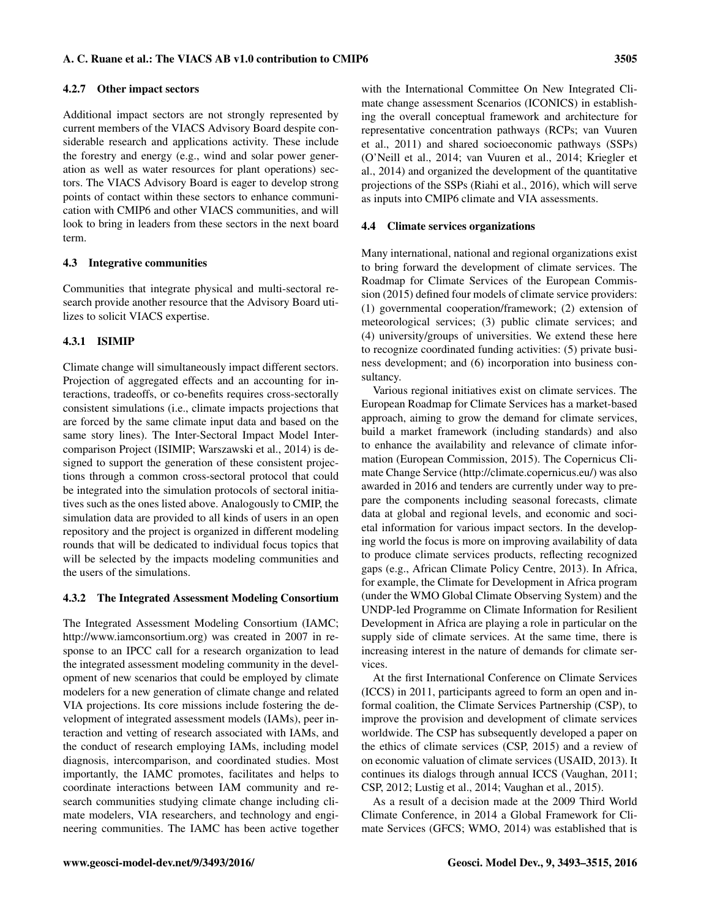#### 4.2.7 Other impact sectors

Additional impact sectors are not strongly represented by current members of the VIACS Advisory Board despite considerable research and applications activity. These include the forestry and energy (e.g., wind and solar power generation as well as water resources for plant operations) sectors. The VIACS Advisory Board is eager to develop strong points of contact within these sectors to enhance communication with CMIP6 and other VIACS communities, and will look to bring in leaders from these sectors in the next board term.

### 4.3 Integrative communities

Communities that integrate physical and multi-sectoral research provide another resource that the Advisory Board utilizes to solicit VIACS expertise.

#### 4.3.1 ISIMIP

Climate change will simultaneously impact different sectors. Projection of aggregated effects and an accounting for interactions, tradeoffs, or co-benefits requires cross-sectorally consistent simulations (i.e., climate impacts projections that are forced by the same climate input data and based on the same story lines). The Inter-Sectoral Impact Model Intercomparison Project (ISIMIP; Warszawski et al., 2014) is designed to support the generation of these consistent projections through a common cross-sectoral protocol that could be integrated into the simulation protocols of sectoral initiatives such as the ones listed above. Analogously to CMIP, the simulation data are provided to all kinds of users in an open repository and the project is organized in different modeling rounds that will be dedicated to individual focus topics that will be selected by the impacts modeling communities and the users of the simulations.

#### 4.3.2 The Integrated Assessment Modeling Consortium

The Integrated Assessment Modeling Consortium (IAMC; http://www.iamconsortium.org) was created in 2007 in response to an IPCC call for a research organization to lead the integrated assessment modeling community in the development of new scenarios that could be employed by climate modelers for a new generation of climate change and related VIA projections. Its core missions include fostering the development of integrated assessment models (IAMs), peer interaction and vetting of research associated with IAMs, and the conduct of research employing IAMs, including model diagnosis, intercomparison, and coordinated studies. Most importantly, the IAMC promotes, facilitates and helps to coordinate interactions between IAM community and research communities studying climate change including climate modelers, VIA researchers, and technology and engineering communities. The IAMC has been active together with the International Committee On New Integrated Climate change assessment Scenarios (ICONICS) in establishing the overall conceptual framework and architecture for representative concentration pathways (RCPs; van Vuuren et al., 2011) and shared socioeconomic pathways (SSPs) (O'Neill et al., 2014; van Vuuren et al., 2014; Kriegler et al., 2014) and organized the development of the quantitative projections of the SSPs (Riahi et al., 2016), which will serve as inputs into CMIP6 climate and VIA assessments.

### 4.4 Climate services organizations

Many international, national and regional organizations exist to bring forward the development of climate services. The Roadmap for Climate Services of the European Commission (2015) defined four models of climate service providers: (1) governmental cooperation/framework; (2) extension of meteorological services; (3) public climate services; and (4) university/groups of universities. We extend these here to recognize coordinated funding activities: (5) private business development; and (6) incorporation into business consultancy.

Various regional initiatives exist on climate services. The European Roadmap for Climate Services has a market-based approach, aiming to grow the demand for climate services, build a market framework (including standards) and also to enhance the availability and relevance of climate information (European Commission, 2015). The Copernicus Climate Change Service (http://climate.copernicus.eu/) was also awarded in 2016 and tenders are currently under way to prepare the components including seasonal forecasts, climate data at global and regional levels, and economic and societal information for various impact sectors. In the developing world the focus is more on improving availability of data to produce climate services products, reflecting recognized gaps (e.g., African Climate Policy Centre, 2013). In Africa, for example, the Climate for Development in Africa program (under the WMO Global Climate Observing System) and the UNDP-led Programme on Climate Information for Resilient Development in Africa are playing a role in particular on the supply side of climate services. At the same time, there is increasing interest in the nature of demands for climate services.

At the first International Conference on Climate Services (ICCS) in 2011, participants agreed to form an open and informal coalition, the Climate Services Partnership (CSP), to improve the provision and development of climate services worldwide. The CSP has subsequently developed a paper on the ethics of climate services (CSP, 2015) and a review of on economic valuation of climate services (USAID, 2013). It continues its dialogs through annual ICCS (Vaughan, 2011; CSP, 2012; Lustig et al., 2014; Vaughan et al., 2015).

As a result of a decision made at the 2009 Third World Climate Conference, in 2014 a Global Framework for Climate Services (GFCS; WMO, 2014) was established that is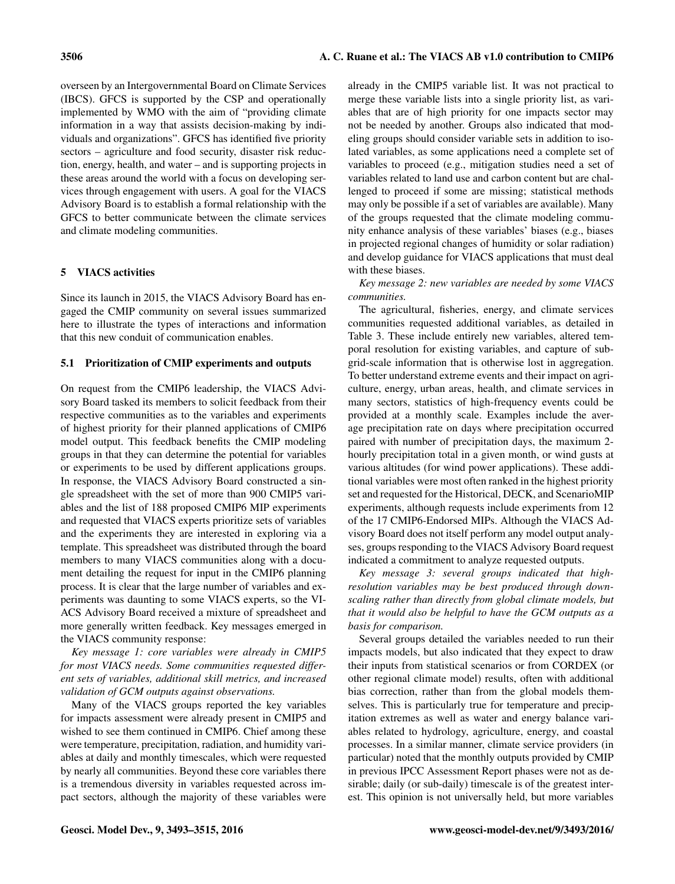overseen by an Intergovernmental Board on Climate Services (IBCS). GFCS is supported by the CSP and operationally implemented by WMO with the aim of "providing climate information in a way that assists decision-making by individuals and organizations". GFCS has identified five priority sectors – agriculture and food security, disaster risk reduction, energy, health, and water – and is supporting projects in these areas around the world with a focus on developing services through engagement with users. A goal for the VIACS Advisory Board is to establish a formal relationship with the GFCS to better communicate between the climate services and climate modeling communities.

## 5 VIACS activities

Since its launch in 2015, the VIACS Advisory Board has engaged the CMIP community on several issues summarized here to illustrate the types of interactions and information that this new conduit of communication enables.

### 5.1 Prioritization of CMIP experiments and outputs

On request from the CMIP6 leadership, the VIACS Advisory Board tasked its members to solicit feedback from their respective communities as to the variables and experiments of highest priority for their planned applications of CMIP6 model output. This feedback benefits the CMIP modeling groups in that they can determine the potential for variables or experiments to be used by different applications groups. In response, the VIACS Advisory Board constructed a single spreadsheet with the set of more than 900 CMIP5 variables and the list of 188 proposed CMIP6 MIP experiments and requested that VIACS experts prioritize sets of variables and the experiments they are interested in exploring via a template. This spreadsheet was distributed through the board members to many VIACS communities along with a document detailing the request for input in the CMIP6 planning process. It is clear that the large number of variables and experiments was daunting to some VIACS experts, so the VIACS Advisory Board received a mixture of spreadsheet and more generally written feedback. Key messages emerged in the VIACS community response:

*Key message 1: core variables were already in CMIP5 for most VIACS needs. Some communities requested different sets of variables, additional skill metrics, and increased validation of GCM outputs against observations.*

Many of the VIACS groups reported the key variables for impacts assessment were already present in CMIP5 and wished to see them continued in CMIP6. Chief among these were temperature, precipitation, radiation, and humidity variables at daily and monthly timescales, which were requested by nearly all communities. Beyond these core variables there is a tremendous diversity in variables requested across impact sectors, although the majority of these variables were already in the CMIP5 variable list. It was not practical to merge these variable lists into a single priority list, as variables that are of high priority for one impacts sector may not be needed by another. Groups also indicated that modeling groups should consider variable sets in addition to isolated variables, as some applications need a complete set of variables to proceed (e.g., mitigation studies need a set of variables related to land use and carbon content but are challenged to proceed if some are missing; statistical methods may only be possible if a set of variables are available). Many of the groups requested that the climate modeling community enhance analysis of these variables' biases (e.g., biases in projected regional changes of humidity or solar radiation) and develop guidance for VIACS applications that must deal with these biases.

*Key message 2: new variables are needed by some VIACS communities.*

The agricultural, fisheries, energy, and climate services communities requested additional variables, as detailed in Table 3. These include entirely new variables, altered temporal resolution for existing variables, and capture of subgrid-scale information that is otherwise lost in aggregation. To better understand extreme events and their impact on agriculture, energy, urban areas, health, and climate services in many sectors, statistics of high-frequency events could be provided at a monthly scale. Examples include the average precipitation rate on days where precipitation occurred paired with number of precipitation days, the maximum 2-hourly precipitation total in a given month, or wind gusts at various altitudes (for wind power applications). These additional variables were most often ranked in the highest priority set and requested for the Historical, DECK, and ScenarioMIP experiments, although requests include experiments from 12 of the 17 CMIP6-Endorsed MIPs. Although the VIACS Advisory Board does not itself perform any model output analyses, groups responding to the VIACS Advisory Board request indicated a commitment to analyze requested outputs.

*Key message 3: several groups indicated that high-resolution variables may be best produced through downscaling rather than directly from global climate models, but that it would also be helpful to have the GCM outputs as a basis for comparison.*

Several groups detailed the variables needed to run their impacts models, but also indicated that they expect to draw their inputs from statistical scenarios or from CORDEX (or other regional climate model) results, often with additional bias correction, rather than from the global models themselves. This is particularly true for temperature and precipitation extremes as well as water and energy balance variables related to hydrology, agriculture, energy, and coastal processes. In a similar manner, climate service providers (in particular) noted that the monthly outputs provided by CMIP in previous IPCC Assessment Report phases were not as desirable; daily (or sub-daily) timescale is of the greatest interest. This opinion is not universally held, but more variables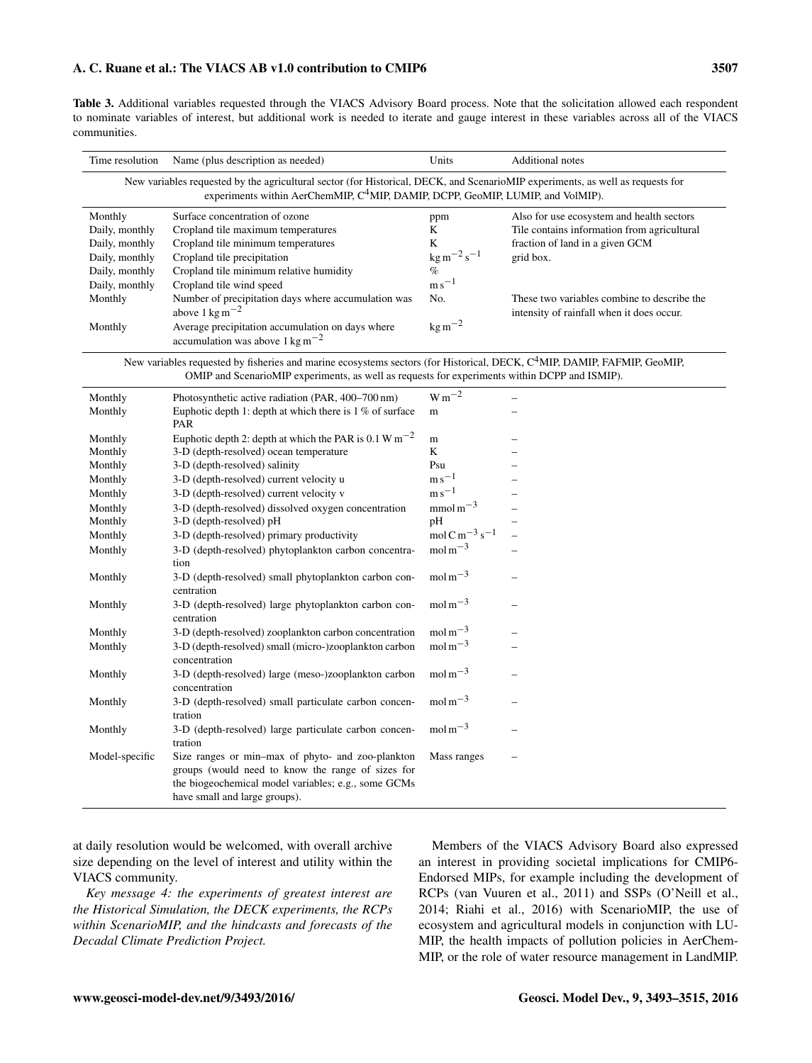**Table 3.** Additional variables requested through the VIACS Advisory Board process. Note that the solicitation allowed each respondent to nominate variables of interest, but additional work is needed to iterate and gauge interest in these variables across all of the VIACS communities.

| Time resolution | Name (plus description as needed) | Units | Additional notes |
|---|---|---|---|
| New variables requested by the agricultural sector (for Historical, DECK, and ScenarioMIP experiments, as well as requests for experiments within AerChemMIP, $C^4$MIP, DAMIP, DCPP, GeoMIP, LUMIP, and VolMIP). | | | |
| Monthly | Surface concentration of ozone | ppm | Also for use ecosystem and health sectors |
| Daily, monthly | Cropland tile maximum temperatures | K | Tile contains information from agricultural fraction of land in a given GCM grid box. |
| Daily, monthly | Cropland tile minimum temperatures | K | |
| Daily, monthly | Cropland tile precipitation | $\mathrm{kg\,m^{-2}\,s^{-1}}$ | |
| Daily, monthly | Cropland tile minimum relative humidity | % | |
| Daily, monthly | Cropland tile wind speed | $\mathrm{m\,s^{-1}}$ | |
| Monthly | Number of precipitation days where accumulation was above $1\,\mathrm{kg\,m^{-2}}$ | No. | These two variables combine to describe the intensity of rainfall when it does occur. |
| Monthly | Average precipitation accumulation on days where accumulation was above $1\,\mathrm{kg\,m^{-2}}$ | $\mathrm{kg\,m^{-2}}$ | |
| New variables requested by fisheries and marine ecosystems sectors (for Historical, DECK, $C^4$MIP, DAMIP, FAFMIP, GeoMIP, OMIP and ScenarioMIP experiments, as well as requests for experiments within DCPP and ISMIP). | | | |
| Monthly | Photosynthetic active radiation (PAR, 400–700 nm) | $\mathrm{W\,m^{-2}}$ | – |
| Monthly | Euphotic depth 1: depth at which there is 1 % of surface PAR | m | – |
| Monthly | Euphotic depth 2: depth at which the PAR is $0.1\,\mathrm{W\,m^{-2}}$ | m | – |
| Monthly | 3-D (depth-resolved) ocean temperature | K | – |
| Monthly | 3-D (depth-resolved) salinity | Psu | – |
| Monthly | 3-D (depth-resolved) current velocity u | $\mathrm{m\,s^{-1}}$ | – |
| Monthly | 3-D (depth-resolved) current velocity v | $\mathrm{m\,s^{-1}}$ | – |
| Monthly | 3-D (depth-resolved) dissolved oxygen concentration | $\mathrm{mmol\,m^{-3}}$ | – |
| Monthly | 3-D (depth-resolved) pH | pH | – |
| Monthly | 3-D (depth-resolved) primary productivity | $\mathrm{mol\,C\,m^{-3}\,s^{-1}}$ | – |
| Monthly | 3-D (depth-resolved) phytoplankton carbon concentration | $\mathrm{mol\,m^{-3}}$ | – |
| Monthly | 3-D (depth-resolved) small phytoplankton carbon concentration | $\mathrm{mol\,m^{-3}}$ | – |
| Monthly | 3-D (depth-resolved) large phytoplankton carbon concentration | $\mathrm{mol\,m^{-3}}$ | – |
| Monthly | 3-D (depth-resolved) zooplankton carbon concentration | $\mathrm{mol\,m^{-3}}$ | – |
| Monthly | 3-D (depth-resolved) small (micro-)zooplankton carbon concentration | $\mathrm{mol\,m^{-3}}$ | – |
| Monthly | 3-D (depth-resolved) large (meso-)zooplankton carbon concentration | $\mathrm{mol\,m^{-3}}$ | – |
| Monthly | 3-D (depth-resolved) small particulate carbon concentration | $\mathrm{mol\,m^{-3}}$ | – |
| Monthly | 3-D (depth-resolved) large particulate carbon concentration | $\mathrm{mol\,m^{-3}}$ | – |
| Model-specific | Size ranges or min–max of phyto- and zoo-plankton groups (would need to know the range of sizes for the biogeochemical model variables; e.g., some GCMs have small and large groups). | Mass ranges | – |

at daily resolution would be welcomed, with overall archive size depending on the level of interest and utility within the VIACS community.

*Key message 4: the experiments of greatest interest are the Historical Simulation, the DECK experiments, the RCPs within ScenarioMIP, and the hindcasts and forecasts of the Decadal Climate Prediction Project.*

Members of the VIACS Advisory Board also expressed an interest in providing societal implications for CMIP6-Endorsed MIPs, for example including the development of RCPs (van Vuuren et al., 2011) and SSPs (O'Neill et al., 2014; Riahi et al., 2016) with ScenarioMIP, the use of ecosystem and agricultural models in conjunction with LUMIP, the health impacts of pollution policies in AerChemMIP, or the role of water resource management in LandMIP.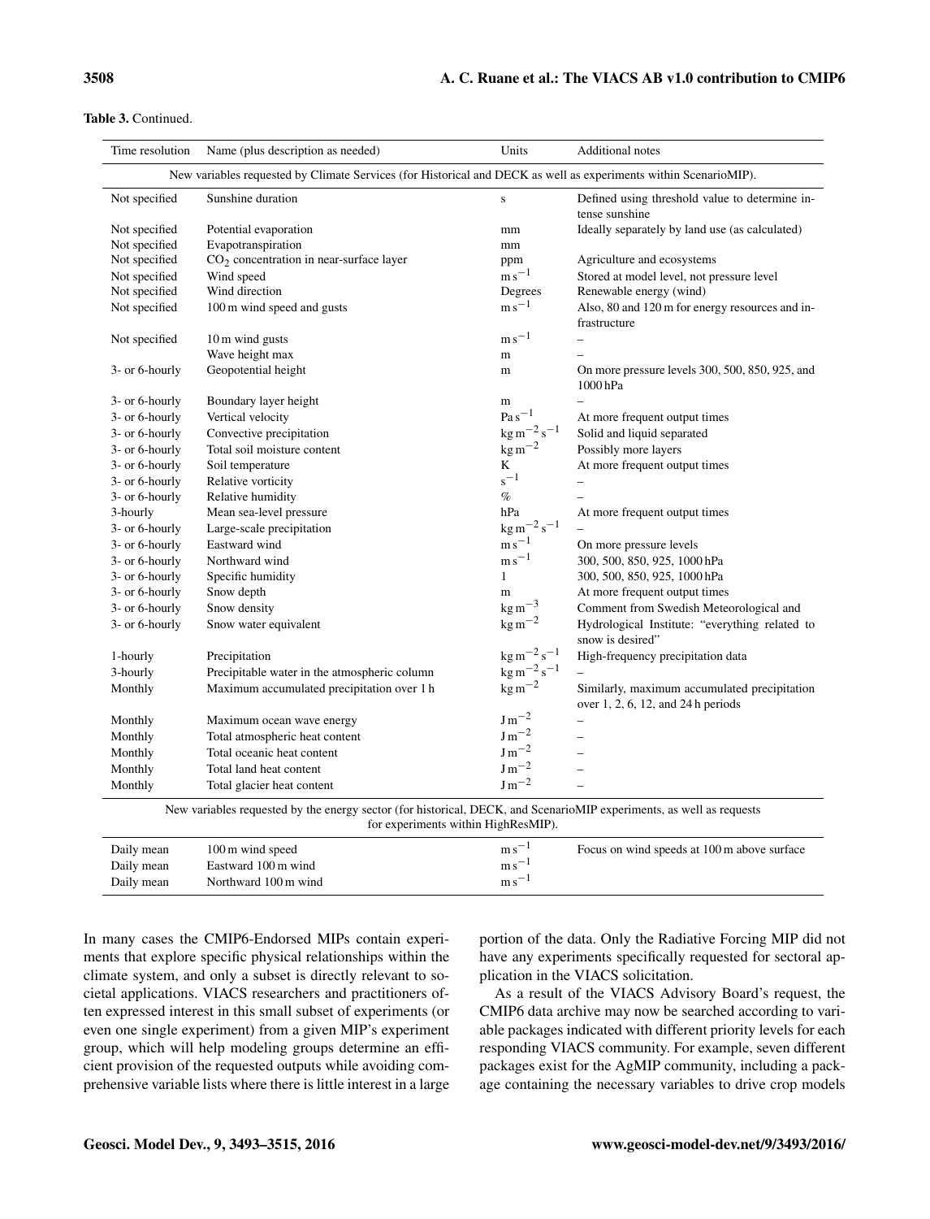**Table 3.** Continued.

| Time resolution | Name (plus description as needed) | Units | Additional notes |
|---|---|---|---|
| New variables requested by Climate Services (for Historical and DECK as well as experiments within ScenarioMIP). | | | |
| Not specified | Sunshine duration | s | Defined using threshold value to determine intense sunshine |
| Not specified | Potential evaporation | mm | Ideally separately by land use (as calculated) |
| Not specified | Evapotranspiration | mm | |
| Not specified | $CO_2$ concentration in near-surface layer | ppm | Agriculture and ecosystems |
| Not specified | Wind speed | $m\,s^{-1}$ | Stored at model level, not pressure level |
| Not specified | Wind direction | Degrees | Renewable energy (wind) |
| Not specified | 100 m wind speed and gusts | $m\,s^{-1}$ | Also, 80 and 120 m for energy resources and infrastructure |
| Not specified | 10 m wind gusts | $m\,s^{-1}$ | – |
| | Wave height max | m | – |
| 3- or 6-hourly | Geopotential height | m | On more pressure levels 300, 500, 850, 925, and 1000 hPa |
| 3- or 6-hourly | Boundary layer height | m | – |
| 3- or 6-hourly | Vertical velocity | $Pa\,s^{-1}$ | At more frequent output times |
| 3- or 6-hourly | Convective precipitation | $kg\,m^{-2}\,s^{-1}$ | Solid and liquid separated |
| 3- or 6-hourly | Total soil moisture content | $kg\,m^{-2}$ | Possibly more layers |
| 3- or 6-hourly | Soil temperature | K | At more frequent output times |
| 3- or 6-hourly | Relative vorticity | $s^{-1}$ | – |
| 3- or 6-hourly | Relative humidity | % | – |
| 3-hourly | Mean sea-level pressure | hPa | At more frequent output times |
| 3- or 6-hourly | Large-scale precipitation | $kg\,m^{-2}\,s^{-1}$ | – |
| 3- or 6-hourly | Eastward wind | $m\,s^{-1}$ | On more pressure levels |
| 3- or 6-hourly | Northward wind | $m\,s^{-1}$ | 300, 500, 850, 925, 1000 hPa |
| 3- or 6-hourly | Specific humidity | 1 | 300, 500, 850, 925, 1000 hPa |
| 3- or 6-hourly | Snow depth | m | At more frequent output times |
| 3- or 6-hourly | Snow density | $kg\,m^{-3}$ | Comment from Swedish Meteorological and |
| 3- or 6-hourly | Snow water equivalent | $kg\,m^{-2}$ | Hydrological Institute: "everything related to snow is desired" |
| 1-hourly | Precipitation | $kg\,m^{-2}\,s^{-1}$ | High-frequency precipitation data |
| 3-hourly | Precipitable water in the atmospheric column | $kg\,m^{-2}\,s^{-1}$ | – |
| Monthly | Maximum accumulated precipitation over 1 h | $kg\,m^{-2}$ | Similarly, maximum accumulated precipitation over 1, 2, 6, 12, and 24 h periods |
| Monthly | Maximum ocean wave energy | $J\,m^{-2}$ | – |
| Monthly | Total atmospheric heat content | $J\,m^{-2}$ | – |
| Monthly | Total oceanic heat content | $J\,m^{-2}$ | – |
| Monthly | Total land heat content | $J\,m^{-2}$ | – |
| Monthly | Total glacier heat content | $J\,m^{-2}$ | – |
| New variables requested by the energy sector (for historical, DECK, and ScenarioMIP experiments, as well as requests for experiments within HighResMIP). | | | |
| Daily mean | 100 m wind speed | $m\,s^{-1}$ | Focus on wind speeds at 100 m above surface |
| Daily mean | Eastward 100 m wind | $m\,s^{-1}$ | |
| Daily mean | Northward 100 m wind | $m\,s^{-1}$ | |

In many cases the CMIP6-Endorsed MIPs contain experiments that explore specific physical relationships within the climate system, and only a subset is directly relevant to societal applications. VIACS researchers and practitioners often expressed interest in this small subset of experiments (or even one single experiment) from a given MIP's experiment group, which will help modeling groups determine an efficient provision of the requested outputs while avoiding comprehensive variable lists where there is little interest in a large portion of the data. Only the Radiative Forcing MIP did not have any experiments specifically requested for sectoral application in the VIACS solicitation.

As a result of the VIACS Advisory Board's request, the CMIP6 data archive may now be searched according to variable packages indicated with different priority levels for each responding VIACS community. For example, seven different packages exist for the AgMIP community, including a package containing the necessary variables to drive crop models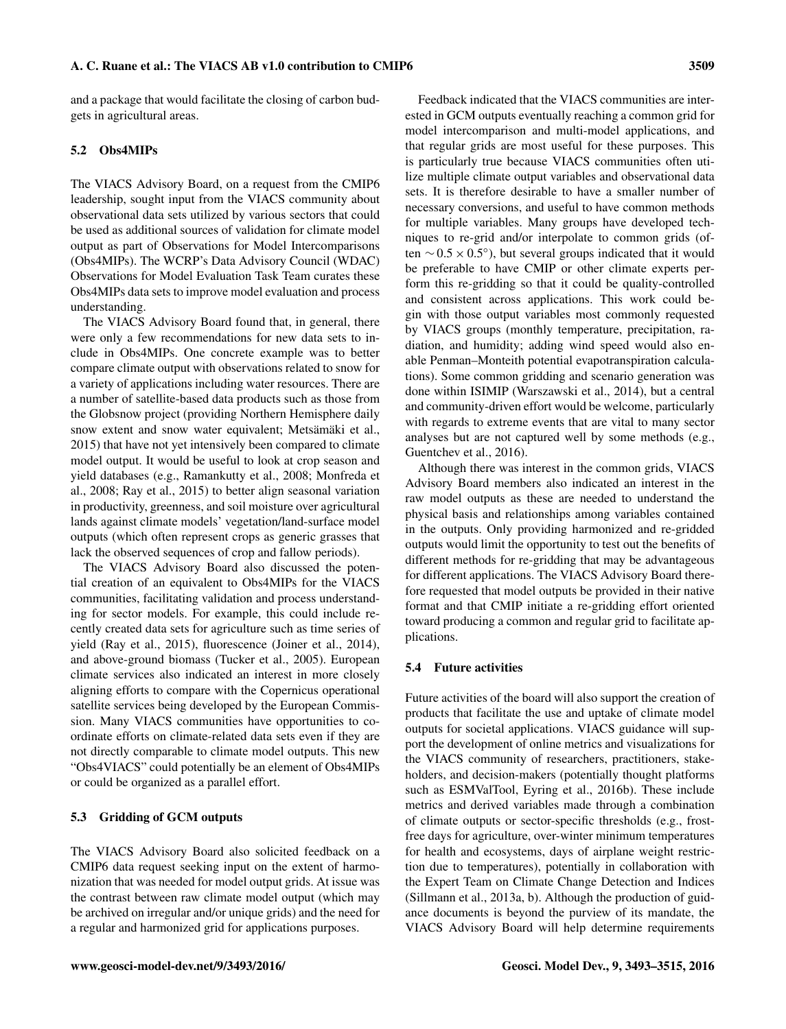and a package that would facilitate the closing of carbon budgets in agricultural areas.

### 5.2 Obs4MIPs

The VIACS Advisory Board, on a request from the CMIP6 leadership, sought input from the VIACS community about observational data sets utilized by various sectors that could be used as additional sources of validation for climate model output as part of Observations for Model Intercomparisons (Obs4MIPs). The WCRP's Data Advisory Council (WDAC) Observations for Model Evaluation Task Team curates these Obs4MIPs data sets to improve model evaluation and process understanding.

The VIACS Advisory Board found that, in general, there were only a few recommendations for new data sets to include in Obs4MIPs. One concrete example was to better compare climate output with observations related to snow for a variety of applications including water resources. There are a number of satellite-based data products such as those from the Globsnow project (providing Northern Hemisphere daily snow extent and snow water equivalent; Metsämäki et al., 2015) that have not yet intensively been compared to climate model output. It would be useful to look at crop season and yield databases (e.g., Ramankutty et al., 2008; Monfreda et al., 2008; Ray et al., 2015) to better align seasonal variation in productivity, greenness, and soil moisture over agricultural lands against climate models' vegetation/land-surface model outputs (which often represent crops as generic grasses that lack the observed sequences of crop and fallow periods).

The VIACS Advisory Board also discussed the potential creation of an equivalent to Obs4MIPs for the VIACS communities, facilitating validation and process understanding for sector models. For example, this could include recently created data sets for agriculture such as time series of yield (Ray et al., 2015), fluorescence (Joiner et al., 2014), and above-ground biomass (Tucker et al., 2005). European climate services also indicated an interest in more closely aligning efforts to compare with the Copernicus operational satellite services being developed by the European Commission. Many VIACS communities have opportunities to coordinate efforts on climate-related data sets even if they are not directly comparable to climate model outputs. This new "Obs4VIACS" could potentially be an element of Obs4MIPs or could be organized as a parallel effort.

### 5.3 Gridding of GCM outputs

The VIACS Advisory Board also solicited feedback on a CMIP6 data request seeking input on the extent of harmonization that was needed for model output grids. At issue was the contrast between raw climate model output (which may be archived on irregular and/or unique grids) and the need for a regular and harmonized grid for applications purposes.

Feedback indicated that the VIACS communities are interested in GCM outputs eventually reaching a common grid for model intercomparison and multi-model applications, and that regular grids are most useful for these purposes. This is particularly true because VIACS communities often utilize multiple climate output variables and observational data sets. It is therefore desirable to have a smaller number of necessary conversions, and useful to have common methods for multiple variables. Many groups have developed techniques to re-grid and/or interpolate to common grids (often $\sim 0.5 \times 0.5^{\circ}$), but several groups indicated that it would be preferable to have CMIP or other climate experts perform this re-gridding so that it could be quality-controlled and consistent across applications. This work could begin with those output variables most commonly requested by VIACS groups (monthly temperature, precipitation, radiation, and humidity; adding wind speed would also enable Penman–Monteith potential evapotranspiration calculations). Some common gridding and scenario generation was done within ISIMIP (Warszawski et al., 2014), but a central and community-driven effort would be welcome, particularly with regards to extreme events that are vital to many sector analyses but are not captured well by some methods (e.g., Guentchev et al., 2016).

Although there was interest in the common grids, VIACS Advisory Board members also indicated an interest in the raw model outputs as these are needed to understand the physical basis and relationships among variables contained in the outputs. Only providing harmonized and re-gridded outputs would limit the opportunity to test out the benefits of different methods for re-gridding that may be advantageous for different applications. The VIACS Advisory Board therefore requested that model outputs be provided in their native format and that CMIP initiate a re-gridding effort oriented toward producing a common and regular grid to facilitate applications.

### 5.4 Future activities

Future activities of the board will also support the creation of products that facilitate the use and uptake of climate model outputs for societal applications. VIACS guidance will support the development of online metrics and visualizations for the VIACS community of researchers, practitioners, stakeholders, and decision-makers (potentially through platforms such as ESMValTool, Eyring et al., 2016b). These include metrics and derived variables made through a combination of climate outputs or sector-specific thresholds (e.g., frost-free days for agriculture, over-winter minimum temperatures for health and ecosystems, days of airplane weight restriction due to temperatures), potentially in collaboration with the Expert Team on Climate Change Detection and Indices (Sillmann et al., 2013a, b). Although the production of guidance documents is beyond the purview of its mandate, the VIACS Advisory Board will help determine requirements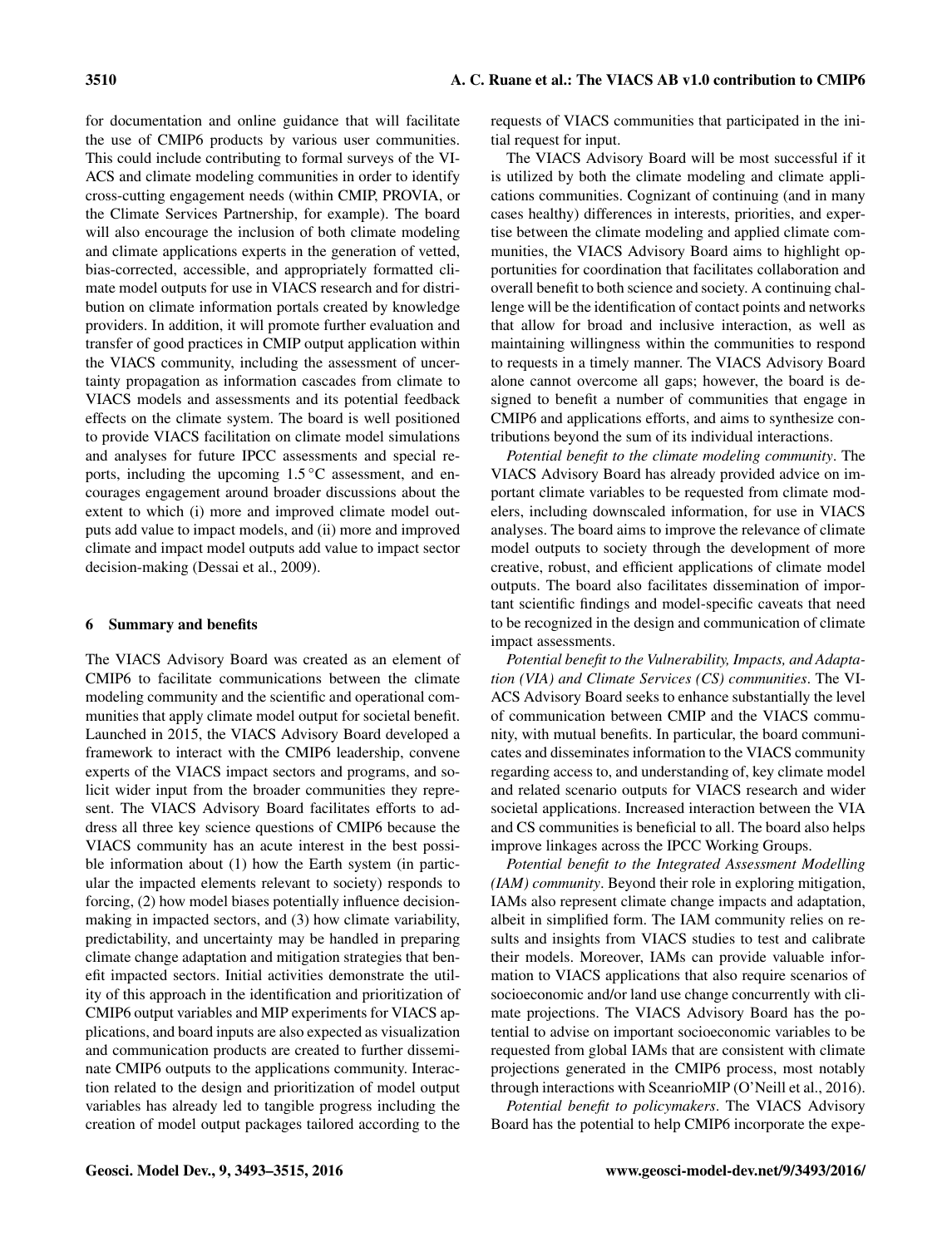for documentation and online guidance that will facilitate the use of CMIP6 products by various user communities. This could include contributing to formal surveys of the VIACS and climate modeling communities in order to identify cross-cutting engagement needs (within CMIP, PROVIA, or the Climate Services Partnership, for example). The board will also encourage the inclusion of both climate modeling and climate applications experts in the generation of vetted, bias-corrected, accessible, and appropriately formatted climate model outputs for use in VIACS research and for distribution on climate information portals created by knowledge providers. In addition, it will promote further evaluation and transfer of good practices in CMIP output application within the VIACS community, including the assessment of uncertainty propagation as information cascades from climate to VIACS models and assessments and its potential feedback effects on the climate system. The board is well positioned to provide VIACS facilitation on climate model simulations and analyses for future IPCC assessments and special reports, including the upcoming 1.5 °C assessment, and encourages engagement around broader discussions about the extent to which (i) more and improved climate model outputs add value to impact models, and (ii) more and improved climate and impact model outputs add value to impact sector decision-making (Dessai et al., 2009).

## 6 Summary and benefits

The VIACS Advisory Board was created as an element of CMIP6 to facilitate communications between the climate modeling community and the scientific and operational communities that apply climate model output for societal benefit. Launched in 2015, the VIACS Advisory Board developed a framework to interact with the CMIP6 leadership, convene experts of the VIACS impact sectors and programs, and solicit wider input from the broader communities they represent. The VIACS Advisory Board facilitates efforts to address all three key science questions of CMIP6 because the VIACS community has an acute interest in the best possible information about (1) how the Earth system (in particular the impacted elements relevant to society) responds to forcing, (2) how model biases potentially influence decision-making in impacted sectors, and (3) how climate variability, predictability, and uncertainty may be handled in preparing climate change adaptation and mitigation strategies that benefit impacted sectors. Initial activities demonstrate the utility of this approach in the identification and prioritization of CMIP6 output variables and MIP experiments for VIACS applications, and board inputs are also expected as visualization and communication products are created to further disseminate CMIP6 outputs to the applications community. Interaction related to the design and prioritization of model output variables has already led to tangible progress including the creation of model output packages tailored according to the requests of VIACS communities that participated in the initial request for input.

The VIACS Advisory Board will be most successful if it is utilized by both the climate modeling and climate applications communities. Cognizant of continuing (and in many cases healthy) differences in interests, priorities, and expertise between the climate modeling and applied climate communities, the VIACS Advisory Board aims to highlight opportunities for coordination that facilitates collaboration and overall benefit to both science and society. A continuing challenge will be the identification of contact points and networks that allow for broad and inclusive interaction, as well as maintaining willingness within the communities to respond to requests in a timely manner. The VIACS Advisory Board alone cannot overcome all gaps; however, the board is designed to benefit a number of communities that engage in CMIP6 and applications efforts, and aims to synthesize contributions beyond the sum of its individual interactions.

*Potential benefit to the climate modeling community*. The VIACS Advisory Board has already provided advice on important climate variables to be requested from climate modelers, including downscaled information, for use in VIACS analyses. The board aims to improve the relevance of climate model outputs to society through the development of more creative, robust, and efficient applications of climate model outputs. The board also facilitates dissemination of important scientific findings and model-specific caveats that need to be recognized in the design and communication of climate impact assessments.

*Potential benefit to the Vulnerability, Impacts, and Adaptation (VIA) and Climate Services (CS) communities*. The VIACS Advisory Board seeks to enhance substantially the level of communication between CMIP and the VIACS community, with mutual benefits. In particular, the board communicates and disseminates information to the VIACS community regarding access to, and understanding of, key climate model and related scenario outputs for VIACS research and wider societal applications. Increased interaction between the VIA and CS communities is beneficial to all. The board also helps improve linkages across the IPCC Working Groups.

*Potential benefit to the Integrated Assessment Modelling (IAM) community*. Beyond their role in exploring mitigation, IAMs also represent climate change impacts and adaptation, albeit in simplified form. The IAM community relies on results and insights from VIACS studies to test and calibrate their models. Moreover, IAMs can provide valuable information to VIACS applications that also require scenarios of socioeconomic and/or land use change concurrently with climate projections. The VIACS Advisory Board has the potential to advise on important socioeconomic variables to be requested from global IAMs that are consistent with climate projections generated in the CMIP6 process, most notably through interactions with SceanrioMIP (O'Neill et al., 2016).

*Potential benefit to policymakers*. The VIACS Advisory Board has the potential to help CMIP6 incorporate the expe-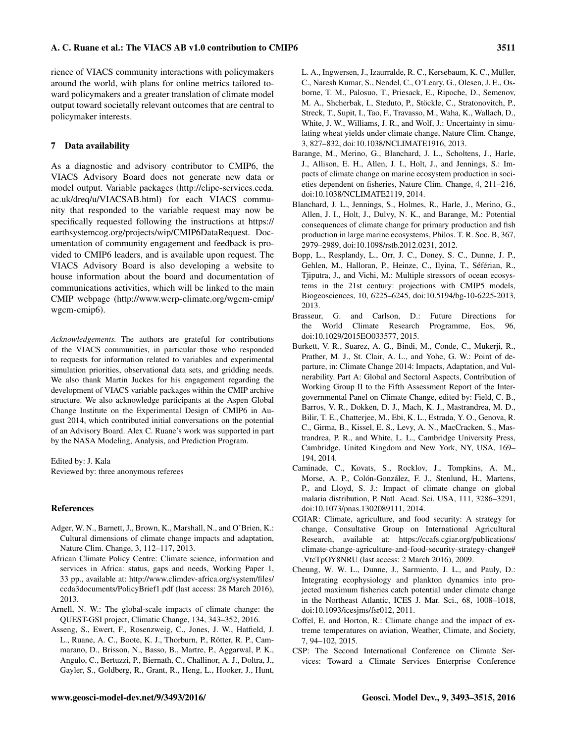rience of VIACS community interactions with policymakers around the world, with plans for online metrics tailored toward policymakers and a greater translation of climate model output toward societally relevant outcomes that are central to policymaker interests.

## 7 Data availability

As a diagnostic and advisory contributor to CMIP6, the VIACS Advisory Board does not generate new data or model output. Variable packages (http://clipc-services.ceda.ac.uk/dreq/u/VIACSAB.html) for each VIACS community that responded to the variable request may now be specifically requested following the instructions at https://earthsystemcog.org/projects/wip/CMIP6DataRequest. Documentation of community engagement and feedback is provided to CMIP6 leaders, and is available upon request. The VIACS Advisory Board is also developing a website to house information about the board and documentation of communications activities, which will be linked to the main CMIP webpage (http://www.wcrp-climate.org/wgcm-cmip/wgcm-cmip6).

*Acknowledgements.* The authors are grateful for contributions of the VIACS communities, in particular those who responded to requests for information related to variables and experimental simulation priorities, observational data sets, and gridding needs. We also thank Martin Juckes for his engagement regarding the development of VIACS variable packages within the CMIP archive structure. We also acknowledge participants at the Aspen Global Change Institute on the Experimental Design of CMIP6 in August 2014, which contributed initial conversations on the potential of an Advisory Board. Alex C. Ruane's work was supported in part by the NASA Modeling, Analysis, and Prediction Program.

Edited by: J. Kala
Reviewed by: three anonymous referees

## References

Adger, W. N., Barnett, J., Brown, K., Marshall, N., and O'Brien, K.: Cultural dimensions of climate change impacts and adaptation, Nature Clim. Change, 3, 112–117, 2013.

African Climate Policy Centre: Climate science, information and services in Africa: status, gaps and needs, Working Paper 1, 33 pp., available at: http://www.climdev-africa.org/system/files/ccda3documents/PolicyBrief1.pdf (last access: 28 March 2016), 2013.

Arnell, N. W.: The global-scale impacts of climate change: the QUEST-GSI project, Climatic Change, 134, 343–352, 2016.

Asseng, S., Ewert, F., Rosenzweig, C., Jones, J. W., Hatfield, J. L., Ruane, A. C., Boote, K. J., Thorburn, P., Rötter, R. P., Cammarano, D., Brisson, N., Basso, B., Martre, P., Aggarwal, P. K., Angulo, C., Bertuzzi, P., Biernath, C., Challinor, A. J., Doltra, J., Gayler, S., Goldberg, R., Grant, R., Heng, L., Hooker, J., Hunt, L. A., Ingwersen, J., Izaurralde, R. C., Kersebaum, K. C., Müller, C., Naresh Kumar, S., Nendel, C., O'Leary, G., Olesen, J. E., Osborne, T. M., Palosuo, T., Priesack, E., Ripoche, D., Semenov, M. A., Shcherbak, I., Steduto, P., Stöckle, C., Stratonovitch, P., Streck, T., Supit, I., Tao, F., Travasso, M., Waha, K., Wallach, D., White, J. W., Williams, J. R., and Wolf, J.: Uncertainty in simulating wheat yields under climate change, Nature Clim. Change, 3, 827–832, doi:10.1038/NCLIMATE1916, 2013.

Barange, M., Merino, G., Blanchard, J. L., Scholtens, J., Harle, J., Allison, E. H., Allen, J. I., Holt, J., and Jennings, S.: Impacts of climate change on marine ecosystem production in societies dependent on fisheries, Nature Clim. Change, 4, 211–216, doi:10.1038/NCLIMATE2119, 2014.

Blanchard, J. L., Jennings, S., Holmes, R., Harle, J., Merino, G., Allen, J. I., Holt, J., Dulvy, N. K., and Barange, M.: Potential consequences of climate change for primary production and fish production in large marine ecosystems, Philos. T. R. Soc. B, 367, 2979–2989, doi:10.1098/rstb.2012.0231, 2012.

Bopp, L., Resplandy, L., Orr, J. C., Doney, S. C., Dunne, J. P., Gehlen, M., Halloran, P., Heinze, C., Ilyina, T., Séférian, R., Tjiputra, J., and Vichi, M.: Multiple stressors of ocean ecosystems in the 21st century: projections with CMIP5 models, Biogeosciences, 10, 6225–6245, doi:10.5194/bg-10-6225-2013, 2013.

Brasseur, G. and Carlson, D.: Future Directions for the World Climate Research Programme, Eos, 96, doi:10.1029/2015EO033577, 2015.

Burkett, V. R., Suarez, A. G., Bindi, M., Conde, C., Mukerji, R., Prather, M. J., St. Clair, A. L., and Yohe, G. W.: Point of departure, in: Climate Change 2014: Impacts, Adaptation, and Vulnerability. Part A: Global and Sectoral Aspects, Contribution of Working Group II to the Fifth Assessment Report of the Intergovernmental Panel on Climate Change, edited by: Field, C. B., Barros, V. R., Dokken, D. J., Mach, K. J., Mastrandrea, M. D., Bilir, T. E., Chatterjee, M., Ebi, K. L., Estrada, Y. O., Genova, R. C., Girma, B., Kissel, E. S., Levy, A. N., MacCracken, S., Mastrandrea, P. R., and White, L. L., Cambridge University Press, Cambridge, United Kingdom and New York, NY, USA, 169–194, 2014.

Caminade, C., Kovats, S., Rocklov, J., Tompkins, A. M., Morse, A. P., Colón-González, F. J., Stenlund, H., Martens, P., and Lloyd, S. J.: Impact of climate change on global malaria distribution, P. Natl. Acad. Sci. USA, 111, 3286–3291, doi:10.1073/pnas.1302089111, 2014.

CGIAR: Climate, agriculture, and food security: A strategy for change, Consultative Group on International Agricultural Research, available at: https://ccafs.cgiar.org/publications/climate-change-agriculture-and-food-security-strategy-change#.VtcTpOY8NRU (last access: 2 March 2016), 2009.

Cheung, W. W. L., Dunne, J., Sarmiento, J. L., and Pauly, D.: Integrating ecophysiology and plankton dynamics into projected maximum fisheries catch potential under climate change in the Northeast Atlantic, ICES J. Mar. Sci., 68, 1008–1018, doi:10.1093/icesjms/fsr012, 2011.

Coffel, E. and Horton, R.: Climate change and the impact of extreme temperatures on aviation, Weather, Climate, and Society, 7, 94–102, 2015.

CSP: The Second International Conference on Climate Services: Toward a Climate Services Enterprise Conference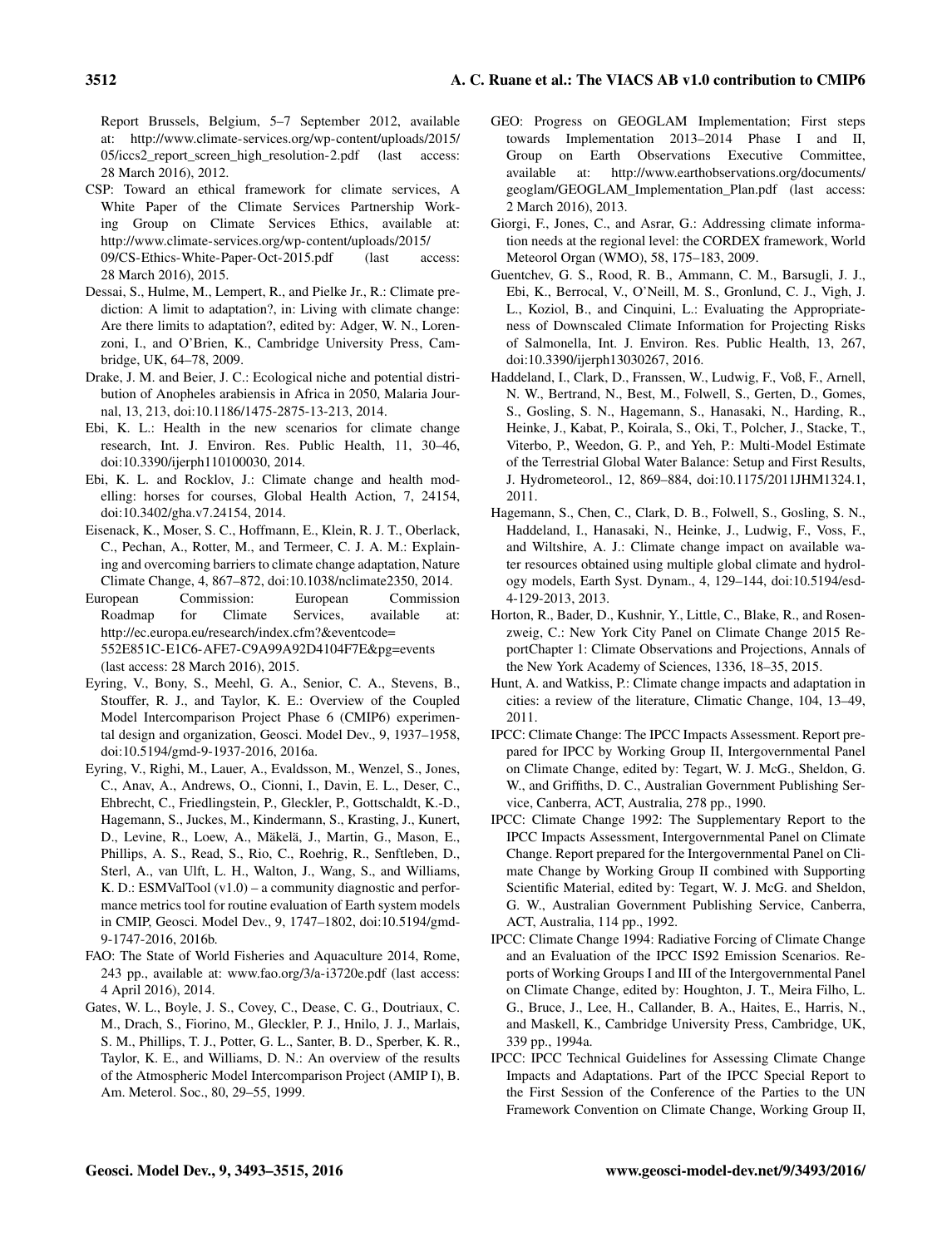Report Brussels, Belgium, 5–7 September 2012, available at: http://www.climate-services.org/wp-content/uploads/2015/05/iccs2_report_screen_high_resolution-2.pdf (last access: 28 March 2016), 2012.

CSP: Toward an ethical framework for climate services, A White Paper of the Climate Services Partnership Working Group on Climate Services Ethics, available at: http://www.climate-services.org/wp-content/uploads/2015/09/CS-Ethics-White-Paper-Oct-2015.pdf (last access: 28 March 2016), 2015.

Dessai, S., Hulme, M., Lempert, R., and Pielke Jr., R.: Climate prediction: A limit to adaptation?, in: Living with climate change: Are there limits to adaptation?, edited by: Adger, W. N., Lorenzoni, I., and O'Brien, K., Cambridge University Press, Cambridge, UK, 64–78, 2009.

Drake, J. M. and Beier, J. C.: Ecological niche and potential distribution of Anopheles arabiensis in Africa in 2050, Malaria Journal, 13, 213, doi:10.1186/1475-2875-13-213, 2014.

Ebi, K. L.: Health in the new scenarios for climate change research, Int. J. Environ. Res. Public Health, 11, 30–46, doi:10.3390/ijerph110100030, 2014.

Ebi, K. L. and Rocklov, J.: Climate change and health modelling: horses for courses, Global Health Action, 7, 24154, doi:10.3402/gha.v7.24154, 2014.

Eisenack, K., Moser, S. C., Hoffmann, E., Klein, R. J. T., Oberlack, C., Pechan, A., Rotter, M., and Termeer, C. J. A. M.: Explaining and overcoming barriers to climate change adaptation, Nature Climate Change, 4, 867–872, doi:10.1038/nclimate2350, 2014.

European Commission: European Commission Roadmap for Climate Services, available at: http://ec.europa.eu/research/index.cfm?&eventcode=552E851C-E1C6-AFE7-C9A99A92D4104F7E&pg=events (last access: 28 March 2016), 2015.

Eyring, V., Bony, S., Meehl, G. A., Senior, C. A., Stevens, B., Stouffer, R. J., and Taylor, K. E.: Overview of the Coupled Model Intercomparison Project Phase 6 (CMIP6) experimental design and organization, Geosci. Model Dev., 9, 1937–1958, doi:10.5194/gmd-9-1937-2016, 2016a.

Eyring, V., Righi, M., Lauer, A., Evaldsson, M., Wenzel, S., Jones, C., Anav, A., Andrews, O., Cionni, I., Davin, E. L., Deser, C., Ehbrecht, C., Friedlingstein, P., Gleckler, P., Gottschaldt, K.-D., Hagemann, S., Juckes, M., Kindermann, S., Krasting, J., Kunert, D., Levine, R., Loew, A., Mäkelä, J., Martin, G., Mason, E., Phillips, A. S., Read, S., Rio, C., Roehrig, R., Senftleben, D., Sterl, A., van Ulft, L. H., Walton, J., Wang, S., and Williams, K. D.: ESMValTool (v1.0) – a community diagnostic and performance metrics tool for routine evaluation of Earth system models in CMIP, Geosci. Model Dev., 9, 1747–1802, doi:10.5194/gmd-9-1747-2016, 2016b.

FAO: The State of World Fisheries and Aquaculture 2014, Rome, 243 pp., available at: www.fao.org/3/a-i3720e.pdf (last access: 4 April 2016), 2014.

Gates, W. L., Boyle, J. S., Covey, C., Dease, C. G., Doutriaux, C. M., Drach, S., Fiorino, M., Gleckler, P. J., Hnilo, J. J., Marlais, S. M., Phillips, T. J., Potter, G. L., Santer, B. D., Sperber, K. R., Taylor, K. E., and Williams, D. N.: An overview of the results of the Atmospheric Model Intercomparison Project (AMIP I), B. Am. Meterol. Soc., 80, 29–55, 1999.

GEO: Progress on GEOGLAM Implementation; First steps towards Implementation 2013–2014 Phase I and II, Group on Earth Observations Executive Committee, available at: http://www.earthobservations.org/documents/geoglam/GEOGLAM_Implementation_Plan.pdf (last access: 2 March 2016), 2013.

Giorgi, F., Jones, C., and Asrar, G.: Addressing climate information needs at the regional level: the CORDEX framework, World Meteorol Organ (WMO), 58, 175–183, 2009.

Guentchev, G. S., Rood, R. B., Ammann, C. M., Barsugli, J. J., Ebi, K., Berrocal, V., O'Neill, M. S., Gronlund, C. J., Vigh, J. L., Koziol, B., and Cinquini, L.: Evaluating the Appropriateness of Downscaled Climate Information for Projecting Risks of Salmonella, Int. J. Environ. Res. Public Health, 13, 267, doi:10.3390/ijerph13030267, 2016.

Haddeland, I., Clark, D., Franssen, W., Ludwig, F., Voß, F., Arnell, N. W., Bertrand, N., Best, M., Folwell, S., Gerten, D., Gomes, S., Gosling, S. N., Hagemann, S., Hanasaki, N., Harding, R., Heinke, J., Kabat, P., Koirala, S., Oki, T., Polcher, J., Stacke, T., Viterbo, P., Weedon, G. P., and Yeh, P.: Multi-Model Estimate of the Terrestrial Global Water Balance: Setup and First Results, J. Hydrometeorol., 12, 869–884, doi:10.1175/2011JHM1324.1, 2011.

Hagemann, S., Chen, C., Clark, D. B., Folwell, S., Gosling, S. N., Haddeland, I., Hanasaki, N., Heinke, J., Ludwig, F., Voss, F., and Wiltshire, A. J.: Climate change impact on available water resources obtained using multiple global climate and hydrology models, Earth Syst. Dynam., 4, 129–144, doi:10.5194/esd-4-129-2013, 2013.

Horton, R., Bader, D., Kushnir, Y., Little, C., Blake, R., and Rosenzweig, C.: New York City Panel on Climate Change 2015 ReportChapter 1: Climate Observations and Projections, Annals of the New York Academy of Sciences, 1336, 18–35, 2015.

Hunt, A. and Watkiss, P.: Climate change impacts and adaptation in cities: a review of the literature, Climatic Change, 104, 13–49, 2011.

IPCC: Climate Change: The IPCC Impacts Assessment. Report prepared for IPCC by Working Group II, Intergovernmental Panel on Climate Change, edited by: Tegart, W. J. McG., Sheldon, G. W., and Griffiths, D. C., Australian Government Publishing Service, Canberra, ACT, Australia, 278 pp., 1990.

IPCC: Climate Change 1992: The Supplementary Report to the IPCC Impacts Assessment, Intergovernmental Panel on Climate Change. Report prepared for the Intergovernmental Panel on Climate Change by Working Group II combined with Supporting Scientific Material, edited by: Tegart, W. J. McG. and Sheldon, G. W., Australian Government Publishing Service, Canberra, ACT, Australia, 114 pp., 1992.

IPCC: Climate Change 1994: Radiative Forcing of Climate Change and an Evaluation of the IPCC IS92 Emission Scenarios. Reports of Working Groups I and III of the Intergovernmental Panel on Climate Change, edited by: Houghton, J. T., Meira Filho, L. G., Bruce, J., Lee, H., Callander, B. A., Haites, E., Harris, N., and Maskell, K., Cambridge University Press, Cambridge, UK, 339 pp., 1994a.

IPCC: IPCC Technical Guidelines for Assessing Climate Change Impacts and Adaptations. Part of the IPCC Special Report to the First Session of the Conference of the Parties to the UN Framework Convention on Climate Change, Working Group II,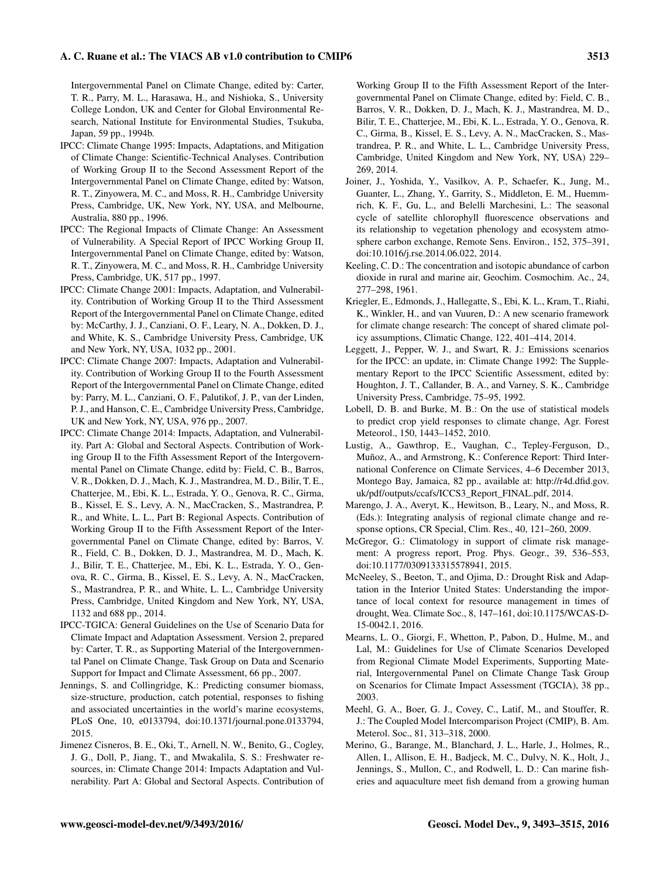Intergovernmental Panel on Climate Change, edited by: Carter, T. R., Parry, M. L., Harasawa, H., and Nishioka, S., University College London, UK and Center for Global Environmental Research, National Institute for Environmental Studies, Tsukuba, Japan, 59 pp., 1994b.

IPCC: Climate Change 1995: Impacts, Adaptations, and Mitigation of Climate Change: Scientific-Technical Analyses. Contribution of Working Group II to the Second Assessment Report of the Intergovernmental Panel on Climate Change, edited by: Watson, R. T., Zinyowera, M. C., and Moss, R. H., Cambridge University Press, Cambridge, UK, New York, NY, USA, and Melbourne, Australia, 880 pp., 1996.

IPCC: The Regional Impacts of Climate Change: An Assessment of Vulnerability. A Special Report of IPCC Working Group II, Intergovernmental Panel on Climate Change, edited by: Watson, R. T., Zinyowera, M. C., and Moss, R. H., Cambridge University Press, Cambridge, UK, 517 pp., 1997.

IPCC: Climate Change 2001: Impacts, Adaptation, and Vulnerability. Contribution of Working Group II to the Third Assessment Report of the Intergovernmental Panel on Climate Change, edited by: McCarthy, J. J., Canziani, O. F., Leary, N. A., Dokken, D. J., and White, K. S., Cambridge University Press, Cambridge, UK and New York, NY, USA, 1032 pp., 2001.

IPCC: Climate Change 2007: Impacts, Adaptation and Vulnerability. Contribution of Working Group II to the Fourth Assessment Report of the Intergovernmental Panel on Climate Change, edited by: Parry, M. L., Canziani, O. F., Palutikof, J. P., van der Linden, P. J., and Hanson, C. E., Cambridge University Press, Cambridge, UK and New York, NY, USA, 976 pp., 2007.

IPCC: Climate Change 2014: Impacts, Adaptation, and Vulnerability. Part A: Global and Sectoral Aspects. Contribution of Working Group II to the Fifth Assessment Report of the Intergovernmental Panel on Climate Change, editd by: Field, C. B., Barros, V. R., Dokken, D. J., Mach, K. J., Mastrandrea, M. D., Bilir, T. E., Chatterjee, M., Ebi, K. L., Estrada, Y. O., Genova, R. C., Girma, B., Kissel, E. S., Levy, A. N., MacCracken, S., Mastrandrea, P. R., and White, L. L., Part B: Regional Aspects. Contribution of Working Group II to the Fifth Assessment Report of the Intergovernmental Panel on Climate Change, edited by: Barros, V. R., Field, C. B., Dokken, D. J., Mastrandrea, M. D., Mach, K. J., Bilir, T. E., Chatterjee, M., Ebi, K. L., Estrada, Y. O., Genova, R. C., Girma, B., Kissel, E. S., Levy, A. N., MacCracken, S., Mastrandrea, P. R., and White, L. L., Cambridge University Press, Cambridge, United Kingdom and New York, NY, USA, 1132 and 688 pp., 2014.

IPCC-TGICA: General Guidelines on the Use of Scenario Data for Climate Impact and Adaptation Assessment. Version 2, prepared by: Carter, T. R., as Supporting Material of the Intergovernmental Panel on Climate Change, Task Group on Data and Scenario Support for Impact and Climate Assessment, 66 pp., 2007.

Jennings, S. and Collingridge, K.: Predicting consumer biomass, size-structure, production, catch potential, responses to fishing and associated uncertainties in the world's marine ecosystems, PLoS One, 10, e0133794, doi:10.1371/journal.pone.0133794, 2015.

Jimenez Cisneros, B. E., Oki, T., Arnell, N. W., Benito, G., Cogley, J. G., Doll, P., Jiang, T., and Mwakalila, S. S.: Freshwater resources, in: Climate Change 2014: Impacts Adaptation and Vulnerability. Part A: Global and Sectoral Aspects. Contribution of Working Group II to the Fifth Assessment Report of the Intergovernmental Panel on Climate Change, edited by: Field, C. B., Barros, V. R., Dokken, D. J., Mach, K. J., Mastrandrea, M. D., Bilir, T. E., Chatterjee, M., Ebi, K. L., Estrada, Y. O., Genova, R. C., Girma, B., Kissel, E. S., Levy, A. N., MacCracken, S., Mastrandrea, P. R., and White, L. L., Cambridge University Press, Cambridge, United Kingdom and New York, NY, USA) 229–269, 2014.

Joiner, J., Yoshida, Y., Vasilkov, A. P., Schaefer, K., Jung, M., Guanter, L., Zhang, Y., Garrity, S., Middleton, E. M., Huemmrich, K. F., Gu, L., and Belelli Marchesini, L.: The seasonal cycle of satellite chlorophyll fluorescence observations and its relationship to vegetation phenology and ecosystem atmosphere carbon exchange, Remote Sens. Environ., 152, 375–391, doi:10.1016/j.rse.2014.06.022, 2014.

Keeling, C. D.: The concentration and isotopic abundance of carbon dioxide in rural and marine air, Geochim. Cosmochim. Ac., 24, 277–298, 1961.

Kriegler, E., Edmonds, J., Hallegatte, S., Ebi, K. L., Kram, T., Riahi, K., Winkler, H., and van Vuuren, D.: A new scenario framework for climate change research: The concept of shared climate policy assumptions, Climatic Change, 122, 401–414, 2014.

Leggett, J., Pepper, W. J., and Swart, R. J.: Emissions scenarios for the IPCC: an update, in: Climate Change 1992: The Supplementary Report to the IPCC Scientific Assessment, edited by: Houghton, J. T., Callander, B. A., and Varney, S. K., Cambridge University Press, Cambridge, 75–95, 1992.

Lobell, D. B. and Burke, M. B.: On the use of statistical models to predict crop yield responses to climate change, Agr. Forest Meteorol., 150, 1443–1452, 2010.

Lustig, A., Gawthrop, E., Vaughan, C., Tepley-Ferguson, D., Muñoz, A., and Armstrong, K.: Conference Report: Third International Conference on Climate Services, 4–6 December 2013, Montego Bay, Jamaica, 82 pp., available at: http://r4d.dfid.gov.uk/pdf/outputs/ccafs/ICCS3_Report_FINAL.pdf, 2014.

Marengo, J. A., Averyt, K., Hewitson, B., Leary, N., and Moss, R. (Eds.): Integrating analysis of regional climate change and response options, CR Special, Clim. Res., 40, 121–260, 2009.

McGregor, G.: Climatology in support of climate risk management: A progress report, Prog. Phys. Geogr., 39, 536–553, doi:10.1177/0309133315578941, 2015.

McNeeley, S., Beeton, T., and Ojima, D.: Drought Risk and Adaptation in the Interior United States: Understanding the importance of local context for resource management in times of drought, Wea. Climate Soc., 8, 147–161, doi:10.1175/WCAS-D-15-0042.1, 2016.

Mearns, L. O., Giorgi, F., Whetton, P., Pabon, D., Hulme, M., and Lal, M.: Guidelines for Use of Climate Scenarios Developed from Regional Climate Model Experiments, Supporting Material, Intergovernmental Panel on Climate Change Task Group on Scenarios for Climate Impact Assessment (TGCIA), 38 pp., 2003.

Meehl, G. A., Boer, G. J., Covey, C., Latif, M., and Stouffer, R. J.: The Coupled Model Intercomparison Project (CMIP), B. Am. Meterol. Soc., 81, 313–318, 2000.

Merino, G., Barange, M., Blanchard, J. L., Harle, J., Holmes, R., Allen, I., Allison, E. H., Badjeck, M. C., Dulvy, N. K., Holt, J., Jennings, S., Mullon, C., and Rodwell, L. D.: Can marine fisheries and aquaculture meet fish demand from a growing human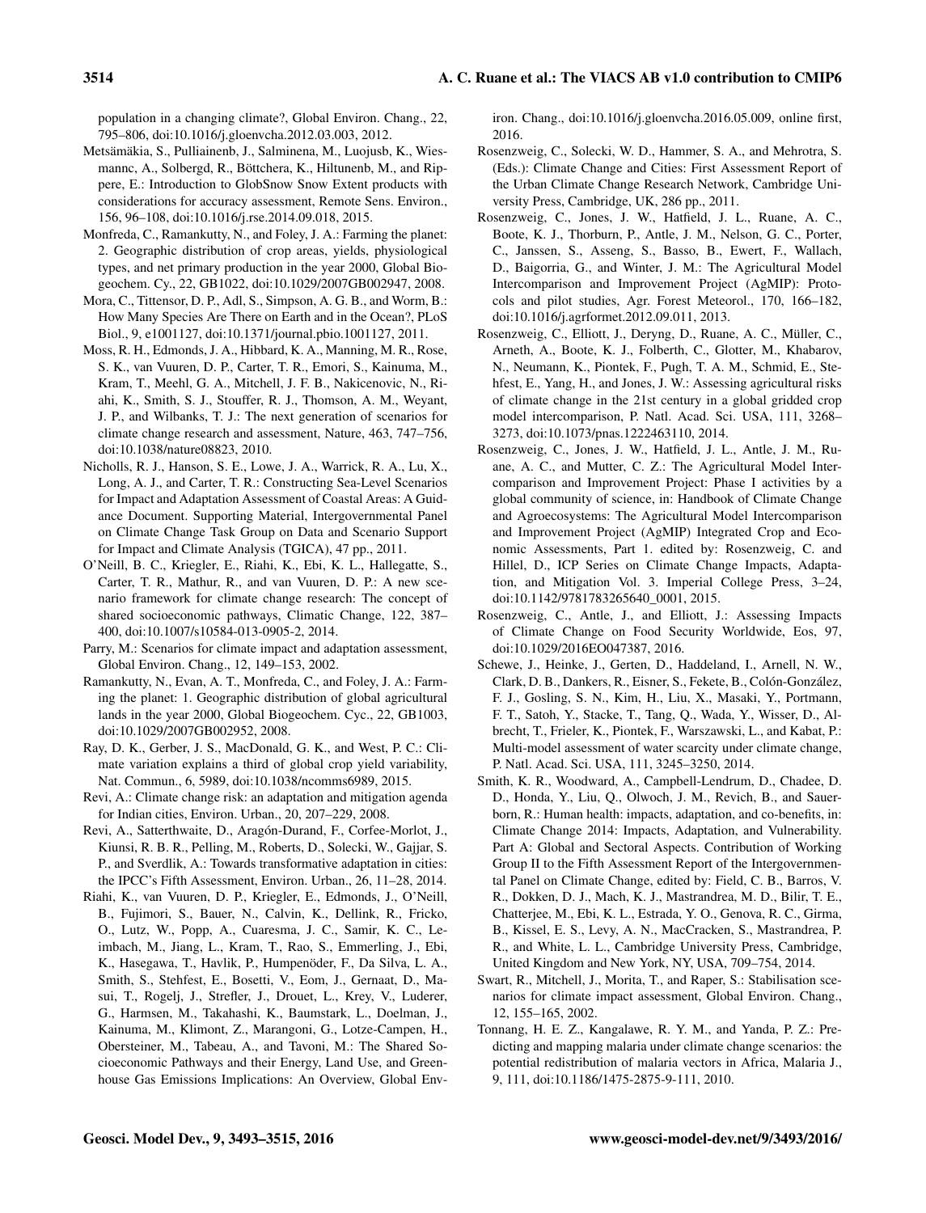population in a changing climate?, Global Environ. Chang., 22, 795–806, doi:10.1016/j.gloenvcha.2012.03.003, 2012.

Metsämäkia, S., Pulliainenb, J., Salminena, M., Luojusb, K., Wiesmannc, A., Solbergd, R., Böttchera, K., Hiltunenb, M., and Rippere, E.: Introduction to GlobSnow Snow Extent products with considerations for accuracy assessment, Remote Sens. Environ., 156, 96–108, doi:10.1016/j.rse.2014.09.018, 2015.

Monfreda, C., Ramankutty, N., and Foley, J. A.: Farming the planet: 2. Geographic distribution of crop areas, yields, physiological types, and net primary production in the year 2000, Global Biogeochem. Cy., 22, GB1022, doi:10.1029/2007GB002947, 2008.

Mora, C., Tittensor, D. P., Adl, S., Simpson, A. G. B., and Worm, B.: How Many Species Are There on Earth and in the Ocean?, PLoS Biol., 9, e1001127, doi:10.1371/journal.pbio.1001127, 2011.

Moss, R. H., Edmonds, J. A., Hibbard, K. A., Manning, M. R., Rose, S. K., van Vuuren, D. P., Carter, T. R., Emori, S., Kainuma, M., Kram, T., Meehl, G. A., Mitchell, J. F. B., Nakicenovic, N., Riahi, K., Smith, S. J., Stouffer, R. J., Thomson, A. M., Weyant, J. P., and Wilbanks, T. J.: The next generation of scenarios for climate change research and assessment, Nature, 463, 747–756, doi:10.1038/nature08823, 2010.

Nicholls, R. J., Hanson, S. E., Lowe, J. A., Warrick, R. A., Lu, X., Long, A. J., and Carter, T. R.: Constructing Sea-Level Scenarios for Impact and Adaptation Assessment of Coastal Areas: A Guidance Document. Supporting Material, Intergovernmental Panel on Climate Change Task Group on Data and Scenario Support for Impact and Climate Analysis (TGICA), 47 pp., 2011.

O'Neill, B. C., Kriegler, E., Riahi, K., Ebi, K. L., Hallegatte, S., Carter, T. R., Mathur, R., and van Vuuren, D. P.: A new scenario framework for climate change research: The concept of shared socioeconomic pathways, Climatic Change, 122, 387–400, doi:10.1007/s10584-013-0905-2, 2014.

Parry, M.: Scenarios for climate impact and adaptation assessment, Global Environ. Chang., 12, 149–153, 2002.

Ramankutty, N., Evan, A. T., Monfreda, C., and Foley, J. A.: Farming the planet: 1. Geographic distribution of global agricultural lands in the year 2000, Global Biogeochem. Cyc., 22, GB1003, doi:10.1029/2007GB002952, 2008.

Ray, D. K., Gerber, J. S., MacDonald, G. K., and West, P. C.: Climate variation explains a third of global crop yield variability, Nat. Commun., 6, 5989, doi:10.1038/ncomms6989, 2015.

Revi, A.: Climate change risk: an adaptation and mitigation agenda for Indian cities, Environ. Urban., 20, 207–229, 2008.

Revi, A., Satterthwaite, D., Aragón-Durand, F., Corfee-Morlot, J., Kiunsi, R. B. R., Pelling, M., Roberts, D., Solecki, W., Gajjar, S. P., and Sverdlik, A.: Towards transformative adaptation in cities: the IPCC's Fifth Assessment, Environ. Urban., 26, 11–28, 2014.

Riahi, K., van Vuuren, D. P., Kriegler, E., Edmonds, J., O'Neill, B., Fujimori, S., Bauer, N., Calvin, K., Dellink, R., Fricko, O., Lutz, W., Popp, A., Cuaresma, J. C., Samir, K. C., Leimbach, M., Jiang, L., Kram, T., Rao, S., Emmerling, J., Ebi, K., Hasegawa, T., Havlik, P., Humpenöder, F., Da Silva, L. A., Smith, S., Stehfest, E., Bosetti, V., Eom, J., Gernaat, D., Masui, T., Rogelj, J., Strefler, J., Drouet, L., Krey, V., Luderer, G., Harmsen, M., Takahashi, K., Baumstark, L., Doelman, J., Kainuma, M., Klimont, Z., Marangoni, G., Lotze-Campen, H., Obersteiner, M., Tabeau, A., and Tavoni, M.: The Shared Socioeconomic Pathways and their Energy, Land Use, and Greenhouse Gas Emissions Implications: An Overview, Global Environ. Chang., doi:10.1016/j.gloenvcha.2016.05.009, online first, 2016.

Rosenzweig, C., Solecki, W. D., Hammer, S. A., and Mehrotra, S. (Eds.): Climate Change and Cities: First Assessment Report of the Urban Climate Change Research Network, Cambridge University Press, Cambridge, UK, 286 pp., 2011.

Rosenzweig, C., Jones, J. W., Hatfield, J. L., Ruane, A. C., Boote, K. J., Thorburn, P., Antle, J. M., Nelson, G. C., Porter, C., Janssen, S., Asseng, S., Basso, B., Ewert, F., Wallach, D., Baigorria, G., and Winter, J. M.: The Agricultural Model Intercomparison and Improvement Project (AgMIP): Protocols and pilot studies, Agr. Forest Meteorol., 170, 166–182, doi:10.1016/j.agrformet.2012.09.011, 2013.

Rosenzweig, C., Elliott, J., Deryng, D., Ruane, A. C., Müller, C., Arneth, A., Boote, K. J., Folberth, C., Glotter, M., Khabarov, N., Neumann, K., Piontek, F., Pugh, T. A. M., Schmid, E., Stehfest, E., Yang, H., and Jones, J. W.: Assessing agricultural risks of climate change in the 21st century in a global gridded crop model intercomparison, P. Natl. Acad. Sci. USA, 111, 3268–3273, doi:10.1073/pnas.1222463110, 2014.

Rosenzweig, C., Jones, J. W., Hatfield, J. L., Antle, J. M., Ruane, A. C., and Mutter, C. Z.: The Agricultural Model Intercomparison and Improvement Project: Phase I activities by a global community of science, in: Handbook of Climate Change and Agroecosystems: The Agricultural Model Intercomparison and Improvement Project (AgMIP) Integrated Crop and Economic Assessments, Part 1. edited by: Rosenzweig, C. and Hillel, D., ICP Series on Climate Change Impacts, Adaptation, and Mitigation Vol. 3. Imperial College Press, 3–24, doi:10.1142/9781783265640_0001, 2015.

Rosenzweig, C., Antle, J., and Elliott, J.: Assessing Impacts of Climate Change on Food Security Worldwide, Eos, 97, doi:10.1029/2016EO047387, 2016.

Schewe, J., Heinke, J., Gerten, D., Haddeland, I., Arnell, N. W., Clark, D. B., Dankers, R., Eisner, S., Fekete, B., Colón-González, F. J., Gosling, S. N., Kim, H., Liu, X., Masaki, Y., Portmann, F. T., Satoh, Y., Stacke, T., Tang, Q., Wada, Y., Wisser, D., Albrecht, T., Frieler, K., Piontek, F., Warszawski, L., and Kabat, P.: Multi-model assessment of water scarcity under climate change, P. Natl. Acad. Sci. USA, 111, 3245–3250, 2014.

Smith, K. R., Woodward, A., Campbell-Lendrum, D., Chadee, D. D., Honda, Y., Liu, Q., Olwoch, J. M., Revich, B., and Sauerborn, R.: Human health: impacts, adaptation, and co-benefits, in: Climate Change 2014: Impacts, Adaptation, and Vulnerability. Part A: Global and Sectoral Aspects. Contribution of Working Group II to the Fifth Assessment Report of the Intergovernmental Panel on Climate Change, edited by: Field, C. B., Barros, V. R., Dokken, D. J., Mach, K. J., Mastrandrea, M. D., Bilir, T. E., Chatterjee, M., Ebi, K. L., Estrada, Y. O., Genova, R. C., Girma, B., Kissel, E. S., Levy, A. N., MacCracken, S., Mastrandrea, P. R., and White, L. L., Cambridge University Press, Cambridge, United Kingdom and New York, NY, USA, 709–754, 2014.

Swart, R., Mitchell, J., Morita, T., and Raper, S.: Stabilisation scenarios for climate impact assessment, Global Environ. Chang., 12, 155–165, 2002.

Tonnang, H. E. Z., Kangalawe, R. Y. M., and Yanda, P. Z.: Predicting and mapping malaria under climate change scenarios: the potential redistribution of malaria vectors in Africa, Malaria J., 9, 111, doi:10.1186/1475-2875-9-111, 2010.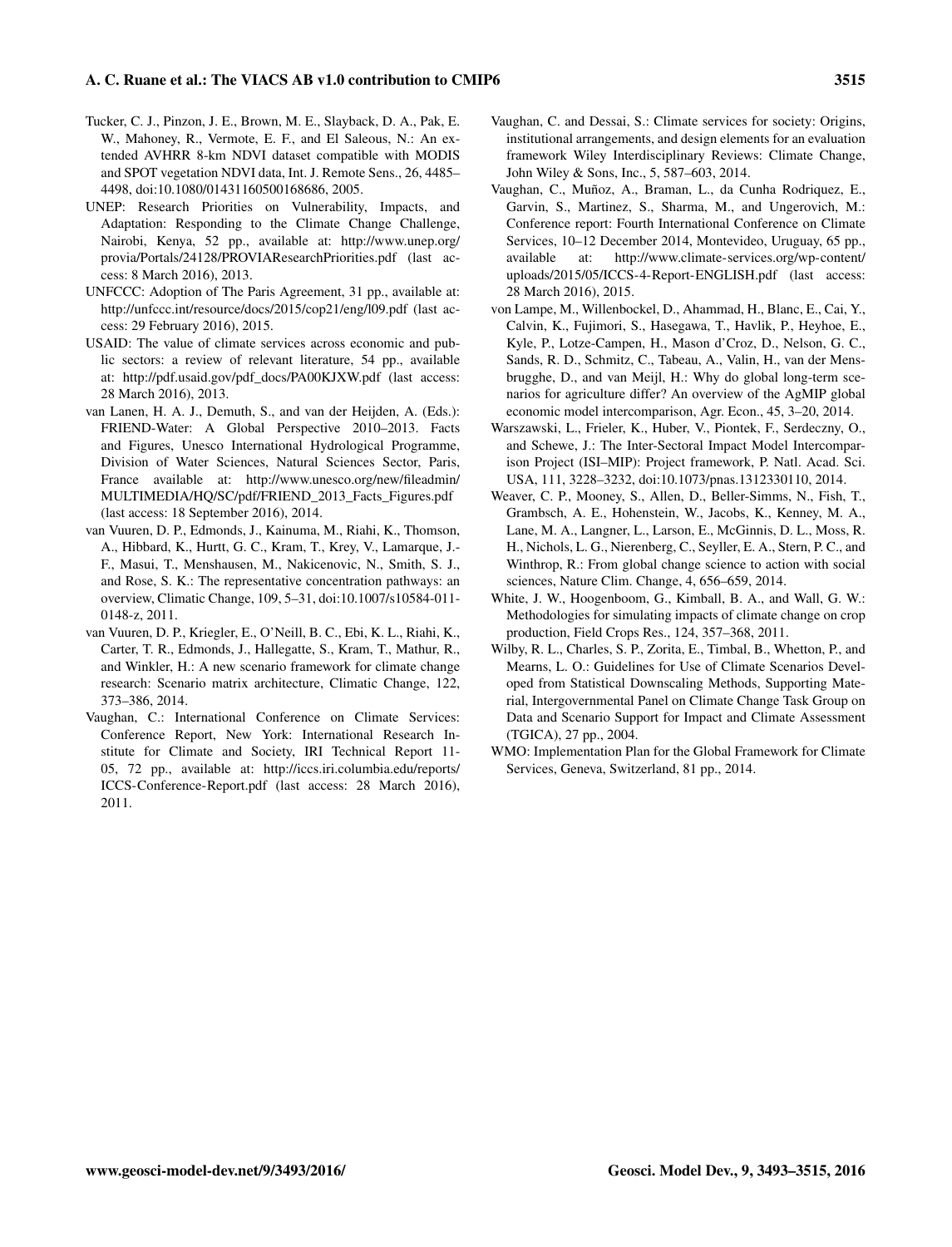Tucker, C. J., Pinzon, J. E., Brown, M. E., Slayback, D. A., Pak, E. W., Mahoney, R., Vermote, E. F., and El Saleous, N.: An extended AVHRR 8-km NDVI dataset compatible with MODIS and SPOT vegetation NDVI data, Int. J. Remote Sens., 26, 4485–4498, doi:10.1080/01431160500168686, 2005.

UNEP: Research Priorities on Vulnerability, Impacts, and Adaptation: Responding to the Climate Change Challenge, Nairobi, Kenya, 52 pp., available at: http://www.unep.org/provia/Portals/24128/PROVIAResearchPriorities.pdf (last access: 8 March 2016), 2013.

UNFCCC: Adoption of The Paris Agreement, 31 pp., available at: http://unfccc.int/resource/docs/2015/cop21/eng/l09.pdf (last access: 29 February 2016), 2015.

USAID: The value of climate services across economic and public sectors: a review of relevant literature, 54 pp., available at: http://pdf.usaid.gov/pdf_docs/PA00KJXW.pdf (last access: 28 March 2016), 2013.

van Lanen, H. A. J., Demuth, S., and van der Heijden, A. (Eds.): FRIEND-Water: A Global Perspective 2010–2013. Facts and Figures, Unesco International Hydrological Programme, Division of Water Sciences, Natural Sciences Sector, Paris, France available at: http://www.unesco.org/new/fileadmin/MULTIMEDIA/HQ/SC/pdf/FRIEND_2013_Facts_Figures.pdf (last access: 18 September 2016), 2014.

van Vuuren, D. P., Edmonds, J., Kainuma, M., Riahi, K., Thomson, A., Hibbard, K., Hurtt, G. C., Kram, T., Krey, V., Lamarque, J.-F., Masui, T., Menshausen, M., Nakicenovic, N., Smith, S. J., and Rose, S. K.: The representative concentration pathways: an overview, Climatic Change, 109, 5–31, doi:10.1007/s10584-011-0148-z, 2011.

van Vuuren, D. P., Kriegler, E., O'Neill, B. C., Ebi, K. L., Riahi, K., Carter, T. R., Edmonds, J., Hallegatte, S., Kram, T., Mathur, R., and Winkler, H.: A new scenario framework for climate change research: Scenario matrix architecture, Climatic Change, 122, 373–386, 2014.

Vaughan, C.: International Conference on Climate Services: Conference Report, New York: International Research Institute for Climate and Society, IRI Technical Report 11-05, 72 pp., available at: http://iccs.iri.columbia.edu/reports/ICCS-Conference-Report.pdf (last access: 28 March 2016), 2011.

Vaughan, C. and Dessai, S.: Climate services for society: Origins, institutional arrangements, and design elements for an evaluation framework Wiley Interdisciplinary Reviews: Climate Change, John Wiley & Sons, Inc., 5, 587–603, 2014.

Vaughan, C., Muñoz, A., Braman, L., da Cunha Rodriquez, E., Garvin, S., Martinez, S., Sharma, M., and Ungerovich, M.: Conference report: Fourth International Conference on Climate Services, 10–12 December 2014, Montevideo, Uruguay, 65 pp., available at: http://www.climate-services.org/wp-content/uploads/2015/05/ICCS-4-Report-ENGLISH.pdf (last access: 28 March 2016), 2015.

von Lampe, M., Willenbockel, D., Ahammad, H., Blanc, E., Cai, Y., Calvin, K., Fujimori, S., Hasegawa, T., Havlik, P., Heyhoe, E., Kyle, P., Lotze-Campen, H., Mason d'Croz, D., Nelson, G. C., Sands, R. D., Schmitz, C., Tabeau, A., Valin, H., van der Mensbrugghe, D., and van Meijl, H.: Why do global long-term scenarios for agriculture differ? An overview of the AgMIP global economic model intercomparison, Agr. Econ., 45, 3–20, 2014.

Warszawski, L., Frieler, K., Huber, V., Piontek, F., Serdeczny, O., and Schewe, J.: The Inter-Sectoral Impact Model Intercomparison Project (ISI–MIP): Project framework, P. Natl. Acad. Sci. USA, 111, 3228–3232, doi:10.1073/pnas.1312330110, 2014.

Weaver, C. P., Mooney, S., Allen, D., Beller-Simms, N., Fish, T., Grambsch, A. E., Hohenstein, W., Jacobs, K., Kenney, M. A., Lane, M. A., Langner, L., Larson, E., McGinnis, D. L., Moss, R. H., Nichols, L. G., Nierenberg, C., Seyller, E. A., Stern, P. C., and Winthrop, R.: From global change science to action with social sciences, Nature Clim. Change, 4, 656–659, 2014.

White, J. W., Hoogenboom, G., Kimball, B. A., and Wall, G. W.: Methodologies for simulating impacts of climate change on crop production, Field Crops Res., 124, 357–368, 2011.

Wilby, R. L., Charles, S. P., Zorita, E., Timbal, B., Whetton, P., and Mearns, L. O.: Guidelines for Use of Climate Scenarios Developed from Statistical Downscaling Methods, Supporting Material, Intergovernmental Panel on Climate Change Task Group on Data and Scenario Support for Impact and Climate Assessment (TGICA), 27 pp., 2004.

WMO: Implementation Plan for the Global Framework for Climate Services, Geneva, Switzerland, 81 pp., 2014.